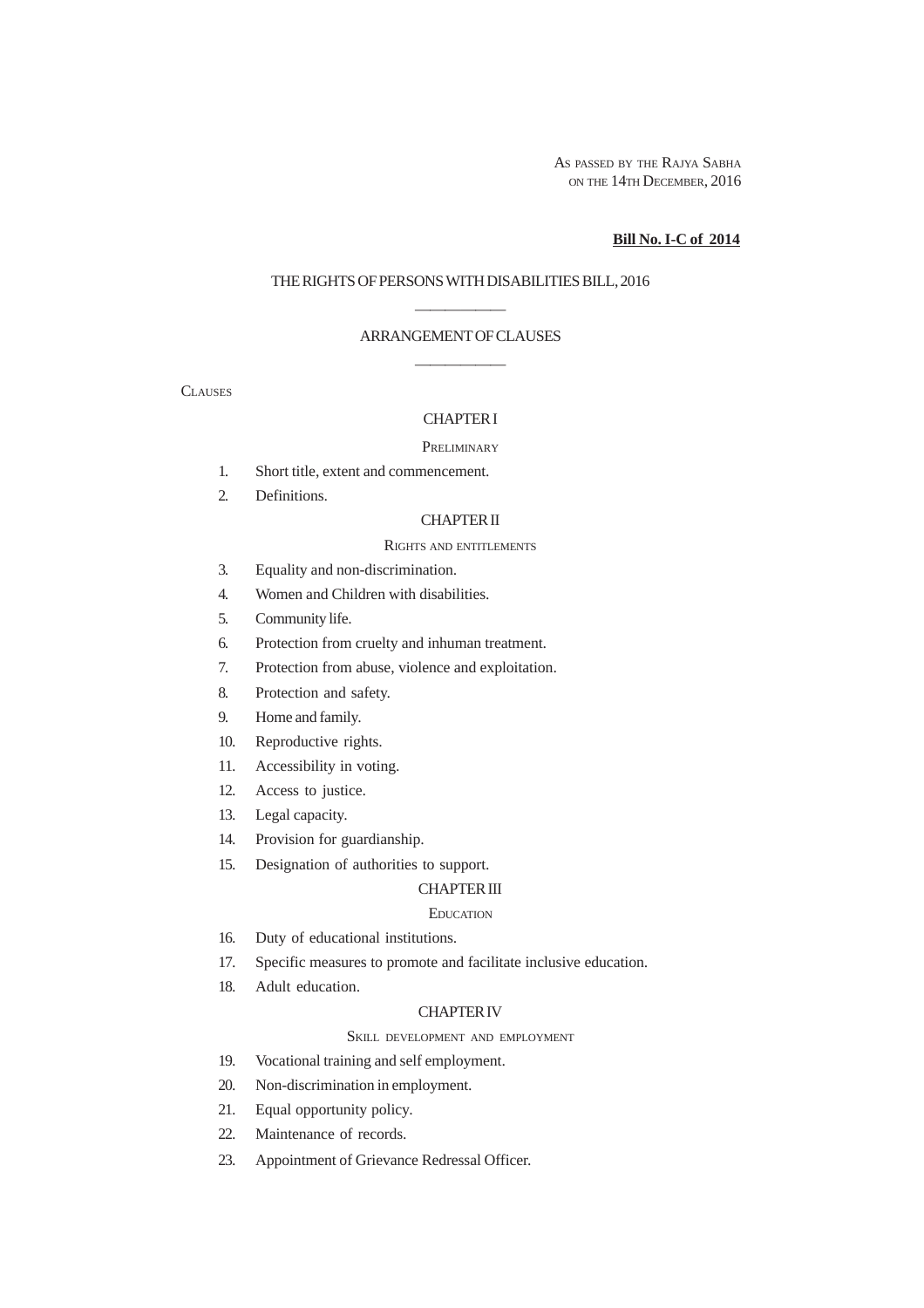AS PASSED BY THE RAJYA SABHA
ON THE 14TH DECEMBER, 2016

**Bill No. I-C of 2014**

# THE RIGHTS OF PERSONS WITH DISABILITIES BILL, 2016

## ARRANGEMENT OF CLAUSES

CLAUSES

### CHAPTER I

PRELIMINARY

1. Short title, extent and commencement.
2. Definitions.

### CHAPTER II

RIGHTS AND ENTITLEMENTS

3. Equality and non-discrimination.
4. Women and Children with disabilities.
5. Community life.
6. Protection from cruelty and inhuman treatment.
7. Protection from abuse, violence and exploitation.
8. Protection and safety.
9. Home and family.
10. Reproductive rights.
11. Accessibility in voting.
12. Access to justice.
13. Legal capacity.
14. Provision for guardianship.
15. Designation of authorities to support.

### CHAPTER III

EDUCATION

16. Duty of educational institutions.
17. Specific measures to promote and facilitate inclusive education.
18. Adult education.

### CHAPTER IV

SKILL DEVELOPMENT AND EMPLOYMENT

19. Vocational training and self employment.
20. Non-discrimination in employment.
21. Equal opportunity policy.
22. Maintenance of records.
23. Appointment of Grievance Redressal Officer.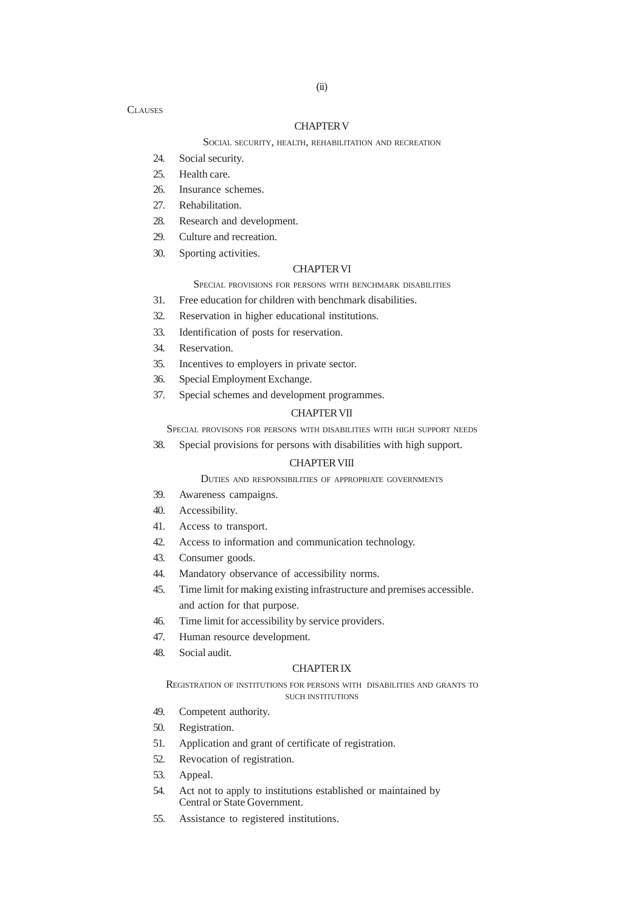CLAUSES

## CHAPTER V

### SOCIAL SECURITY, HEALTH, REHABILITATION AND RECREATION

24. Social security.
25. Health care.
26. Insurance schemes.
27. Rehabilitation.
28. Research and development.
29. Culture and recreation.
30. Sporting activities.

## CHAPTER VI

### SPECIAL PROVISIONS FOR PERSONS WITH BENCHMARK DISABILITIES

31. Free education for children with benchmark disabilities.
32. Reservation in higher educational institutions.
33. Identification of posts for reservation.
34. Reservation.
35. Incentives to employers in private sector.
36. Special Employment Exchange.
37. Special schemes and development programmes.

## CHAPTER VII

### SPECIAL PROVISONS FOR PERSONS WITH DISABILITIES WITH HIGH SUPPORT NEEDS

38. Special provisions for persons with disabilities with high support.

## CHAPTER VIII

### DUTIES AND RESPONSIBILITIES OF APPROPRIATE GOVERNMENTS

39. Awareness campaigns.
40. Accessibility.
41. Access to transport.
42. Access to information and communication technology.
43. Consumer goods.
44. Mandatory observance of accessibility norms.
45. Time limit for making existing infrastructure and premises accessible. and action for that purpose.
46. Time limit for accessibility by service providers.
47. Human resource development.
48. Social audit.

## CHAPTER IX

### REGISTRATION OF INSTITUTIONS FOR PERSONS WITH DISABILITIES AND GRANTS TO SUCH INSTITUTIONS

49. Competent authority.
50. Registration.
51. Application and grant of certificate of registration.
52. Revocation of registration.
53. Appeal.
54. Act not to apply to institutions established or maintained by Central or State Government.
55. Assistance to registered institutions.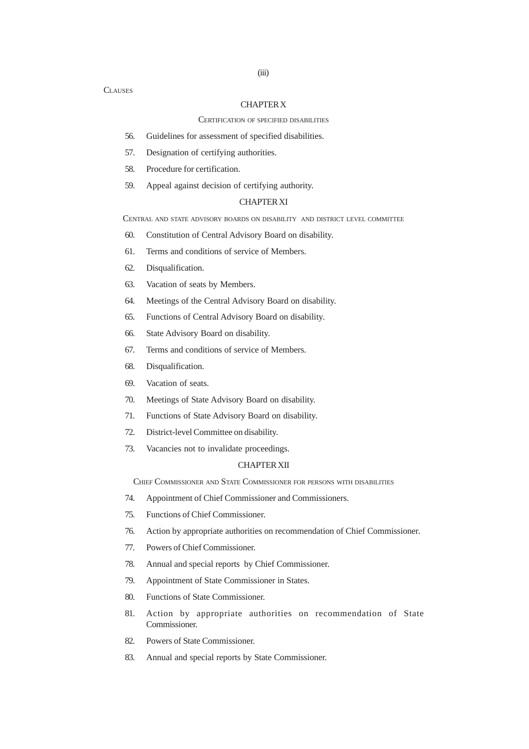CLAUSES

## CHAPTER X

### CERTIFICATION OF SPECIFIED DISABILITIES

56. Guidelines for assessment of specified disabilities.
57. Designation of certifying authorities.
58. Procedure for certification.
59. Appeal against decision of certifying authority.

## CHAPTER XI

### CENTRAL AND STATE ADVISORY BOARDS ON DISABILITY AND DISTRICT LEVEL COMMITTEE

60. Constitution of Central Advisory Board on disability.
61. Terms and conditions of service of Members.
62. Disqualification.
63. Vacation of seats by Members.
64. Meetings of the Central Advisory Board on disability.
65. Functions of Central Advisory Board on disability.
66. State Advisory Board on disability.
67. Terms and conditions of service of Members.
68. Disqualification.
69. Vacation of seats.
70. Meetings of State Advisory Board on disability.
71. Functions of State Advisory Board on disability.
72. District-level Committee on disability.
73. Vacancies not to invalidate proceedings.

## CHAPTER XII

### CHIEF COMMISSIONER AND STATE COMMISSIONER FOR PERSONS WITH DISABILITIES

74. Appointment of Chief Commissioner and Commissioners.
75. Functions of Chief Commissioner.
76. Action by appropriate authorities on recommendation of Chief Commissioner.
77. Powers of Chief Commissioner.
78. Annual and special reports by Chief Commissioner.
79. Appointment of State Commissioner in States.
80. Functions of State Commissioner.
81. Action by appropriate authorities on recommendation of State Commissioner.
82. Powers of State Commissioner.
83. Annual and special reports by State Commissioner.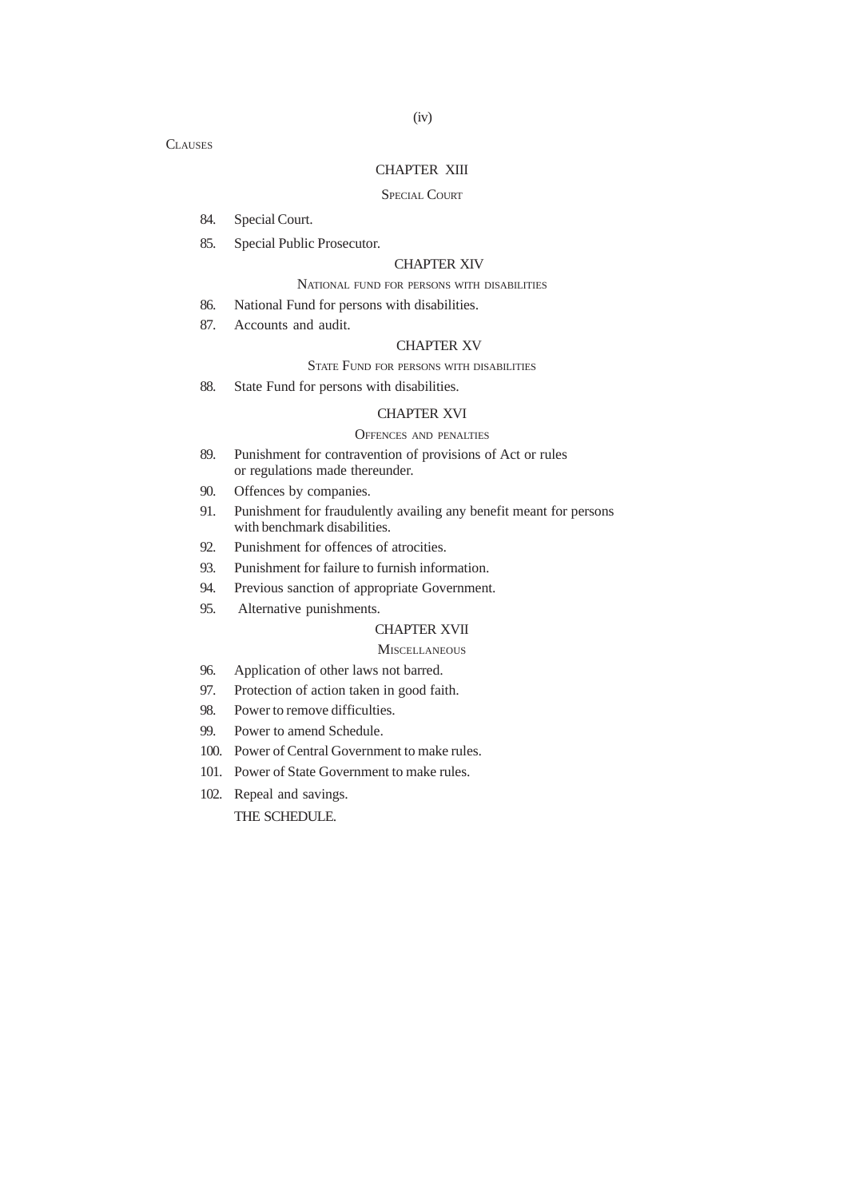CLAUSES

## CHAPTER XIII

### SPECIAL COURT

84. Special Court.
85. Special Public Prosecutor.

## CHAPTER XIV

### NATIONAL FUND FOR PERSONS WITH DISABILITIES

86. National Fund for persons with disabilities.
87. Accounts and audit.

## CHAPTER XV

### STATE FUND FOR PERSONS WITH DISABILITIES

88. State Fund for persons with disabilities.

## CHAPTER XVI

### OFFENCES AND PENALTIES

89. Punishment for contravention of provisions of Act or rules or regulations made thereunder.
90. Offences by companies.
91. Punishment for fraudulently availing any benefit meant for persons with benchmark disabilities.
92. Punishment for offences of atrocities.
93. Punishment for failure to furnish information.
94. Previous sanction of appropriate Government.
95. Alternative punishments.

## CHAPTER XVII

### MISCELLANEOUS

96. Application of other laws not barred.
97. Protection of action taken in good faith.
98. Power to remove difficulties.
99. Power to amend Schedule.
100. Power of Central Government to make rules.
101. Power of State Government to make rules.
102. Repeal and savings.

THE SCHEDULE.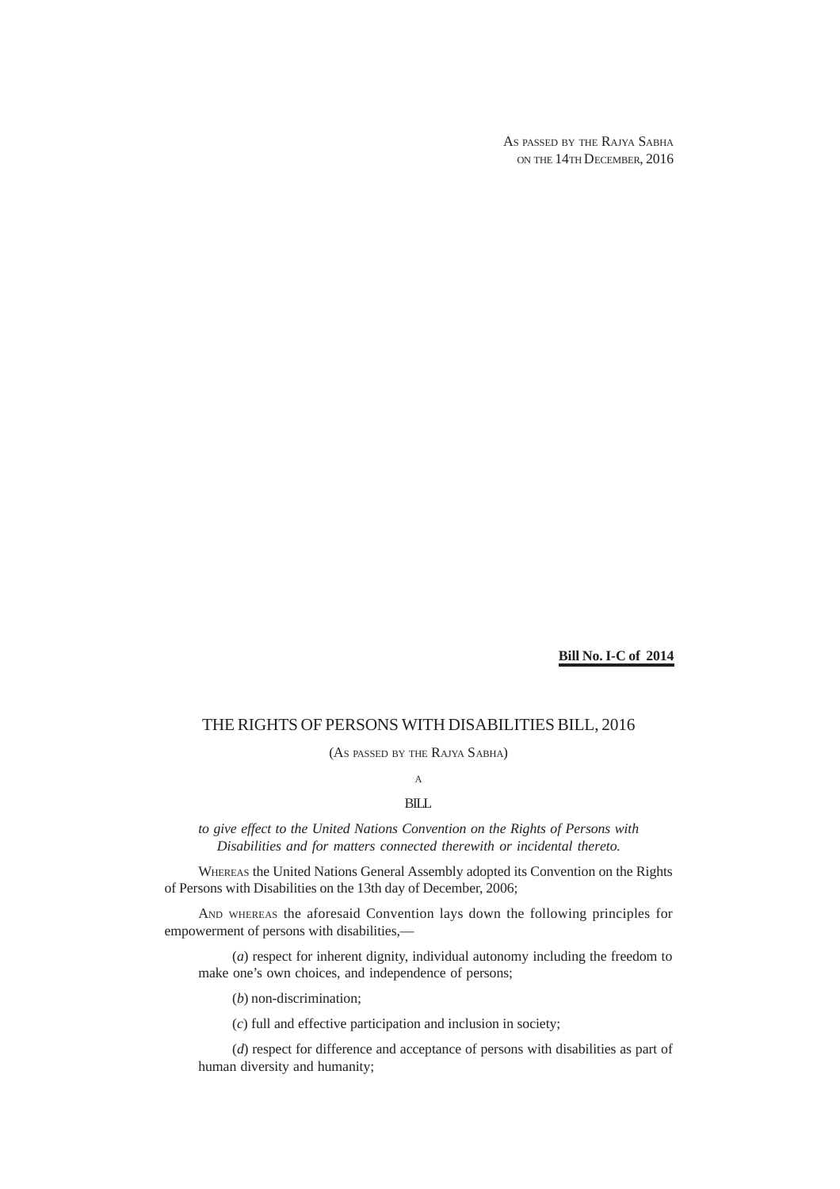AS PASSED BY THE RAJYA SABHA
ON THE 14TH DECEMBER, 2016

**Bill No. I-C of 2014**

# THE RIGHTS OF PERSONS WITH DISABILITIES BILL, 2016

(AS PASSED BY THE RAJYA SABHA)

A

BILL

*to give effect to the United Nations Convention on the Rights of Persons with Disabilities and for matters connected therewith or incidental thereto.*

WHEREAS the United Nations General Assembly adopted its Convention on the Rights of Persons with Disabilities on the 13th day of December, 2006;

AND WHEREAS the aforesaid Convention lays down the following principles for empowerment of persons with disabilities,—

(*a*) respect for inherent dignity, individual autonomy including the freedom to make one's own choices, and independence of persons;

(*b*) non-discrimination;

(*c*) full and effective participation and inclusion in society;

(*d*) respect for difference and acceptance of persons with disabilities as part of human diversity and humanity;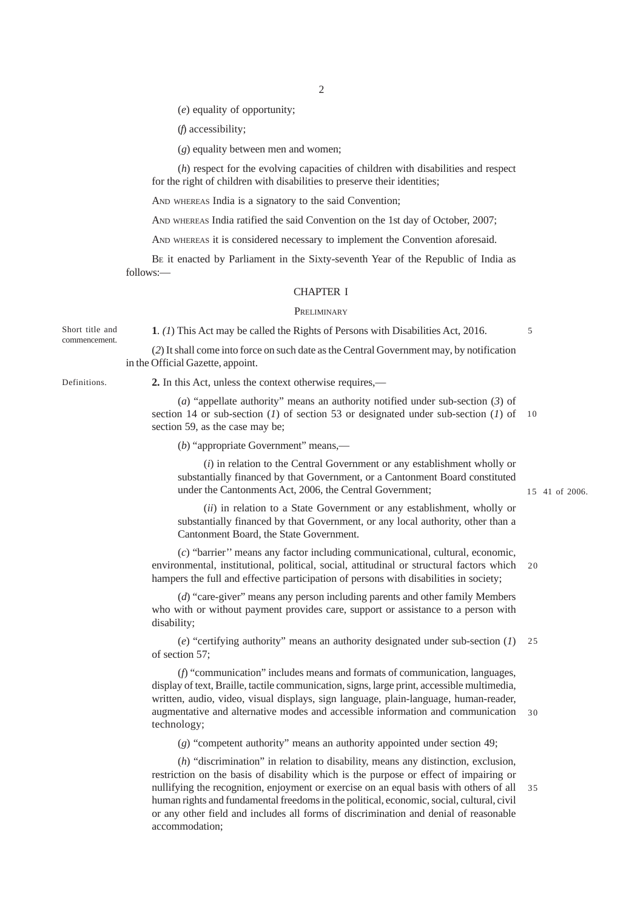(*e*) equality of opportunity;

(*f*) accessibility;

(*g*) equality between men and women;

(*h*) respect for the evolving capacities of children with disabilities and respect for the right of children with disabilities to preserve their identities;

AND WHEREAS India is a signatory to the said Convention;

AND WHEREAS India ratified the said Convention on the 1st day of October, 2007;

AND WHEREAS it is considered necessary to implement the Convention aforesaid.

BE it enacted by Parliament in the Sixty-seventh Year of the Republic of India as follows:—

## CHAPTER I

### PRELIMINARY

Short title and commencement.

**1**. *(1*) This Act may be called the Rights of Persons with Disabilities Act, 2016.

(*2*) It shall come into force on such date as the Central Government may, by notification in the Official Gazette, appoint.

Definitions.

**2.** In this Act, unless the context otherwise requires,—

(*a*) "appellate authority" means an authority notified under sub-section (*3*) of section 14 or sub-section (*1*) of section 53 or designated under sub-section (*1*) of section 59, as the case may be;

(*b*) "appropriate Government" means,—

(*i*) in relation to the Central Government or any establishment wholly or substantially financed by that Government, or a Cantonment Board constituted under the Cantonments Act, 2006, the Central Government;

41 of 2006.

(*ii*) in relation to a State Government or any establishment, wholly or substantially financed by that Government, or any local authority, other than a Cantonment Board, the State Government.

(*c*) "barrier'' means any factor including communicational, cultural, economic, environmental, institutional, political, social, attitudinal or structural factors which hampers the full and effective participation of persons with disabilities in society;

(*d*) "care-giver" means any person including parents and other family Members who with or without payment provides care, support or assistance to a person with disability;

(*e*) "certifying authority" means an authority designated under sub-section (*1*) of section 57;

(*f*) "communication" includes means and formats of communication, languages, display of text, Braille, tactile communication, signs, large print, accessible multimedia, written, audio, video, visual displays, sign language, plain-language, human-reader, augmentative and alternative modes and accessible information and communication technology;

(*g*) "competent authority" means an authority appointed under section 49;

(*h*) "discrimination" in relation to disability, means any distinction, exclusion, restriction on the basis of disability which is the purpose or effect of impairing or nullifying the recognition, enjoyment or exercise on an equal basis with others of all human rights and fundamental freedoms in the political, economic, social, cultural, civil or any other field and includes all forms of discrimination and denial of reasonable accommodation;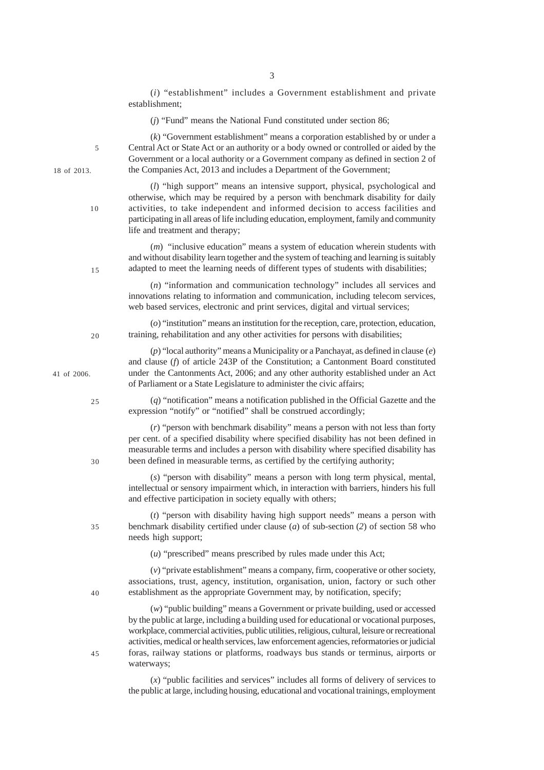(*i*) "establishment" includes a Government establishment and private establishment;

(*j*) "Fund" means the National Fund constituted under section 86;

(*k*) "Government establishment" means a corporation established by or under a Central Act or State Act or an authority or a body owned or controlled or aided by the Government or a local authority or a Government company as defined in section 2 of the Companies Act, 2013 and includes a Department of the Government;

18 of 2013.

(*l*) "high support" means an intensive support, physical, psychological and otherwise, which may be required by a person with benchmark disability for daily activities, to take independent and informed decision to access facilities and participating in all areas of life including education, employment, family and community life and treatment and therapy;

(*m*) "inclusive education" means a system of education wherein students with and without disability learn together and the system of teaching and learning is suitably adapted to meet the learning needs of different types of students with disabilities;

(*n*) "information and communication technology" includes all services and innovations relating to information and communication, including telecom services, web based services, electronic and print services, digital and virtual services;

(*o*) "institution" means an institution for the reception, care, protection, education, training, rehabilitation and any other activities for persons with disabilities;

(*p*) "local authority" means a Municipality or a Panchayat, as defined in clause (*e*) and clause (*f*) of article 243P of the Constitution; a Cantonment Board constituted under the Cantonments Act, 2006; and any other authority established under an Act of Parliament or a State Legislature to administer the civic affairs;

41 of 2006.

(*q*) "notification" means a notification published in the Official Gazette and the expression "notify" or "notified" shall be construed accordingly;

(*r*) "person with benchmark disability" means a person with not less than forty per cent. of a specified disability where specified disability has not been defined in measurable terms and includes a person with disability where specified disability has been defined in measurable terms, as certified by the certifying authority;

(*s*) "person with disability" means a person with long term physical, mental, intellectual or sensory impairment which, in interaction with barriers, hinders his full and effective participation in society equally with others;

(*t*) "person with disability having high support needs" means a person with benchmark disability certified under clause (*a*) of sub-section (*2*) of section 58 who needs high support;

(*u*) "prescribed" means prescribed by rules made under this Act;

(*v*) "private establishment" means a company, firm, cooperative or other society, associations, trust, agency, institution, organisation, union, factory or such other establishment as the appropriate Government may, by notification, specify;

(*w*) "public building" means a Government or private building, used or accessed by the public at large, including a building used for educational or vocational purposes, workplace, commercial activities, public utilities, religious, cultural, leisure or recreational activities, medical or health services, law enforcement agencies, reformatories or judicial foras, railway stations or platforms, roadways bus stands or terminus, airports or waterways;

(*x*) "public facilities and services" includes all forms of delivery of services to the public at large, including housing, educational and vocational trainings, employment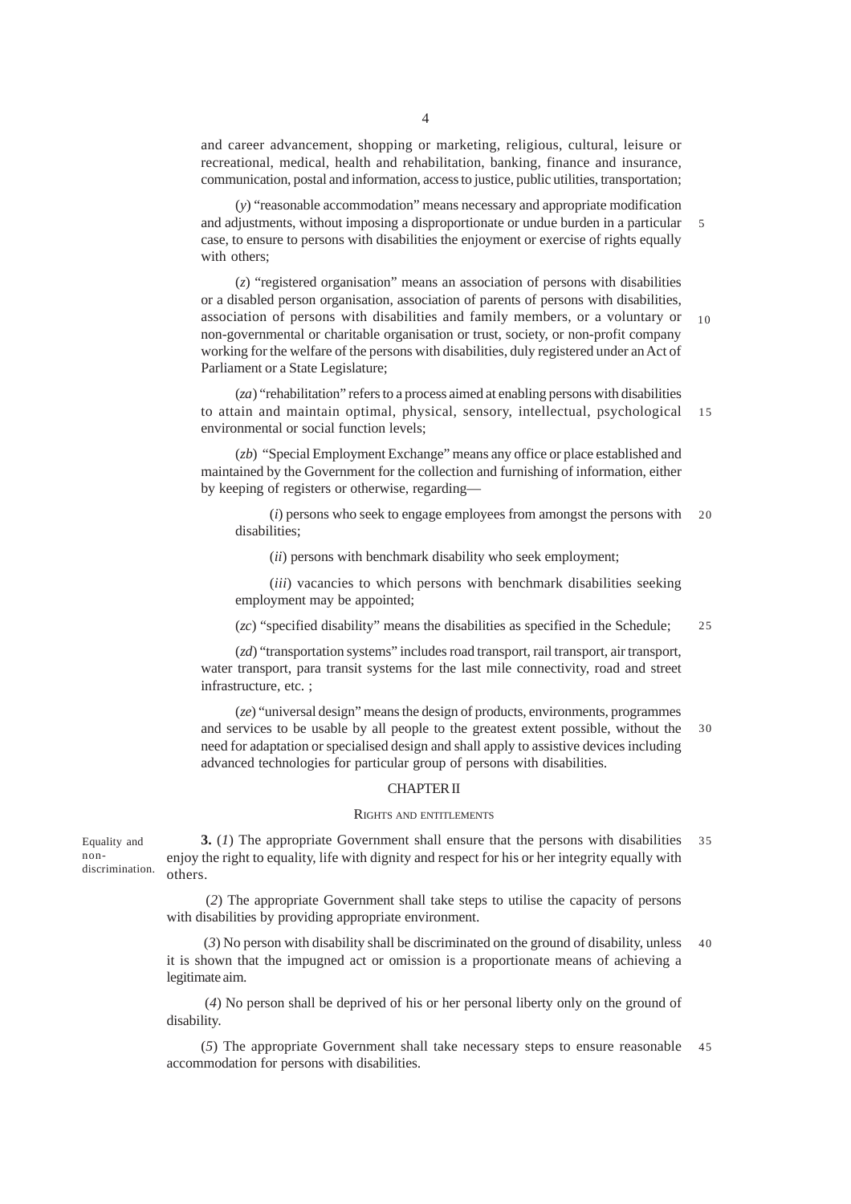and career advancement, shopping or marketing, religious, cultural, leisure or recreational, medical, health and rehabilitation, banking, finance and insurance, communication, postal and information, access to justice, public utilities, transportation;

(*y*) "reasonable accommodation" means necessary and appropriate modification and adjustments, without imposing a disproportionate or undue burden in a particular case, to ensure to persons with disabilities the enjoyment or exercise of rights equally with others;

(*z*) "registered organisation" means an association of persons with disabilities or a disabled person organisation, association of parents of persons with disabilities, association of persons with disabilities and family members, or a voluntary or non-governmental or charitable organisation or trust, society, or non-profit company working for the welfare of the persons with disabilities, duly registered under an Act of Parliament or a State Legislature;

(*za*) "rehabilitation" refers to a process aimed at enabling persons with disabilities to attain and maintain optimal, physical, sensory, intellectual, psychological environmental or social function levels;

(*zb*) "Special Employment Exchange" means any office or place established and maintained by the Government for the collection and furnishing of information, either by keeping of registers or otherwise, regarding—

(*i*) persons who seek to engage employees from amongst the persons with disabilities;

(*ii*) persons with benchmark disability who seek employment;

(*iii*) vacancies to which persons with benchmark disabilities seeking employment may be appointed;

(*zc*) "specified disability" means the disabilities as specified in the Schedule;

(*zd*) "transportation systems" includes road transport, rail transport, air transport, water transport, para transit systems for the last mile connectivity, road and street infrastructure, etc. ;

(*ze*) "universal design" means the design of products, environments, programmes and services to be usable by all people to the greatest extent possible, without the need for adaptation or specialised design and shall apply to assistive devices including advanced technologies for particular group of persons with disabilities.

## CHAPTER II

### RIGHTS AND ENTITLEMENTS

Equality and non-discrimination.

**3.** (*1*) The appropriate Government shall ensure that the persons with disabilities enjoy the right to equality, life with dignity and respect for his or her integrity equally with others.

(*2*) The appropriate Government shall take steps to utilise the capacity of persons with disabilities by providing appropriate environment.

(*3*) No person with disability shall be discriminated on the ground of disability, unless it is shown that the impugned act or omission is a proportionate means of achieving a legitimate aim.

(*4*) No person shall be deprived of his or her personal liberty only on the ground of disability.

(*5*) The appropriate Government shall take necessary steps to ensure reasonable accommodation for persons with disabilities.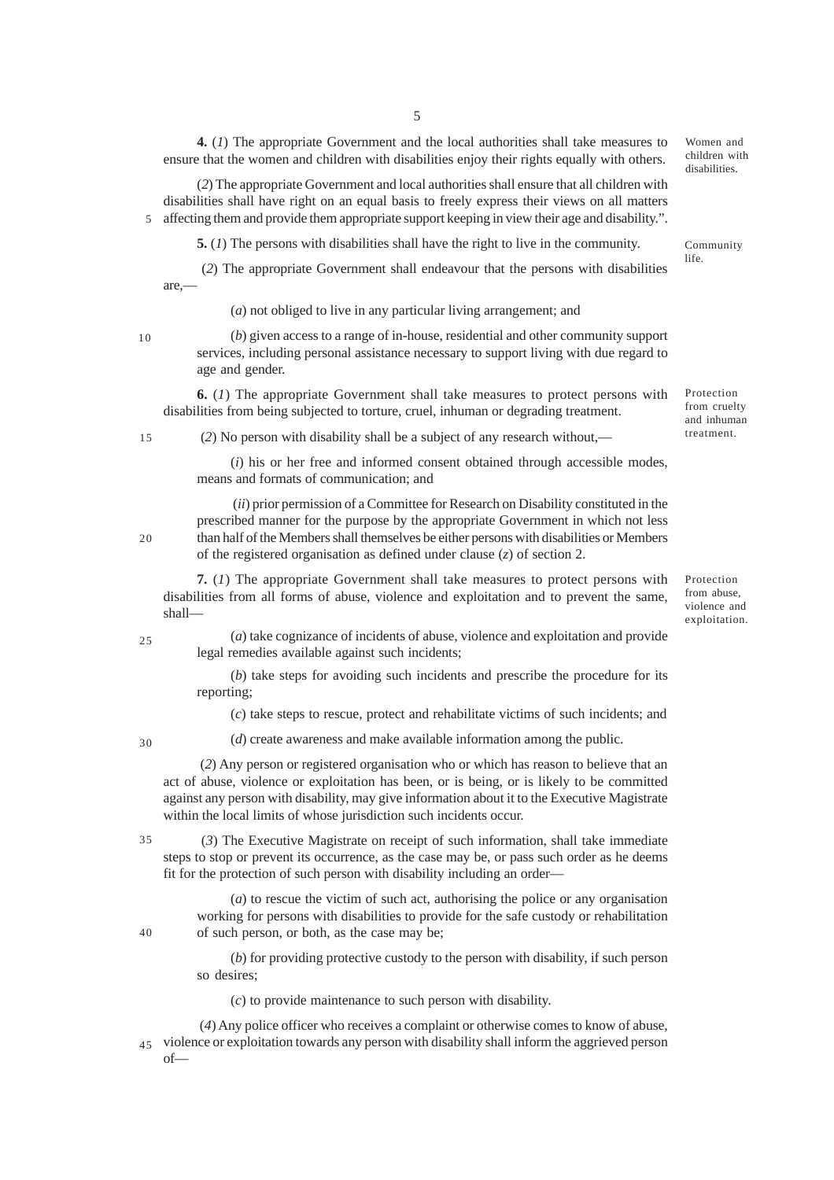**4.** (*1*) The appropriate Government and the local authorities shall take measures to ensure that the women and children with disabilities enjoy their rights equally with others.

*Women and children with disabilities.*

(*2*) The appropriate Government and local authorities shall ensure that all children with disabilities shall have right on an equal basis to freely express their views on all matters affecting them and provide them appropriate support keeping in view their age and disability.".

**5.** (*1*) The persons with disabilities shall have the right to live in the community.

*Community life.*

(*2*) The appropriate Government shall endeavour that the persons with disabilities are,—

(*a*) not obliged to live in any particular living arrangement; and

(*b*) given access to a range of in-house, residential and other community support services, including personal assistance necessary to support living with due regard to age and gender.

**6.** (*1*) The appropriate Government shall take measures to protect persons with disabilities from being subjected to torture, cruel, inhuman or degrading treatment.

*Protection from cruelty and inhuman treatment.*

(*2*) No person with disability shall be a subject of any research without,—

(*i*) his or her free and informed consent obtained through accessible modes, means and formats of communication; and

(*ii*) prior permission of a Committee for Research on Disability constituted in the prescribed manner for the purpose by the appropriate Government in which not less than half of the Members shall themselves be either persons with disabilities or Members of the registered organisation as defined under clause (*z*) of section 2.

**7.** (*1*) The appropriate Government shall take measures to protect persons with disabilities from all forms of abuse, violence and exploitation and to prevent the same, shall—

*Protection from abuse, violence and exploitation.*

(*a*) take cognizance of incidents of abuse, violence and exploitation and provide legal remedies available against such incidents;

(*b*) take steps for avoiding such incidents and prescribe the procedure for its reporting;

(*c*) take steps to rescue, protect and rehabilitate victims of such incidents; and

(*d*) create awareness and make available information among the public.

(*2*) Any person or registered organisation who or which has reason to believe that an act of abuse, violence or exploitation has been, or is being, or is likely to be committed against any person with disability, may give information about it to the Executive Magistrate within the local limits of whose jurisdiction such incidents occur.

(*3*) The Executive Magistrate on receipt of such information, shall take immediate steps to stop or prevent its occurrence, as the case may be, or pass such order as he deems fit for the protection of such person with disability including an order—

(*a*) to rescue the victim of such act, authorising the police or any organisation working for persons with disabilities to provide for the safe custody or rehabilitation of such person, or both, as the case may be;

(*b*) for providing protective custody to the person with disability, if such person so desires;

(*c*) to provide maintenance to such person with disability.

(*4*) Any police officer who receives a complaint or otherwise comes to know of abuse, violence or exploitation towards any person with disability shall inform the aggrieved person of—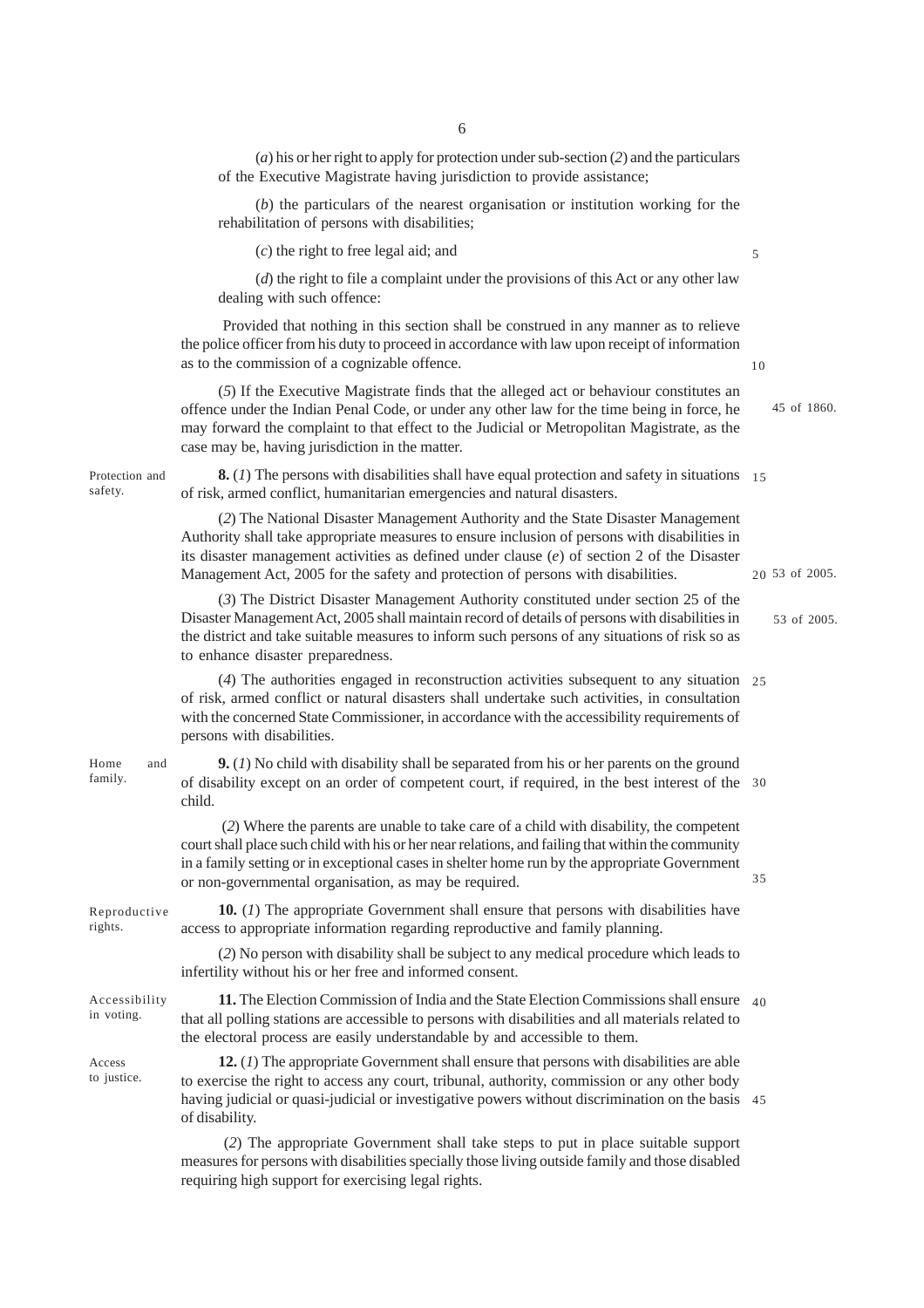(*a*) his or her right to apply for protection under sub-section (*2*) and the particulars of the Executive Magistrate having jurisdiction to provide assistance;

(*b*) the particulars of the nearest organisation or institution working for the rehabilitation of persons with disabilities;

(*c*) the right to free legal aid; and

(*d*) the right to file a complaint under the provisions of this Act or any other law dealing with such offence:

Provided that nothing in this section shall be construed in any manner as to relieve the police officer from his duty to proceed in accordance with law upon receipt of information as to the commission of a cognizable offence.

(*5*) If the Executive Magistrate finds that the alleged act or behaviour constitutes an offence under the Indian Penal Code, or under any other law for the time being in force, he may forward the complaint to that effect to the Judicial or Metropolitan Magistrate, as the case may be, having jurisdiction in the matter.

45 of 1860.

Protection and safety.

**8.** (*1*) The persons with disabilities shall have equal protection and safety in situations of risk, armed conflict, humanitarian emergencies and natural disasters.

(*2*) The National Disaster Management Authority and the State Disaster Management Authority shall take appropriate measures to ensure inclusion of persons with disabilities in its disaster management activities as defined under clause (*e*) of section 2 of the Disaster Management Act, 2005 for the safety and protection of persons with disabilities.

53 of 2005.

(*3*) The District Disaster Management Authority constituted under section 25 of the Disaster Management Act, 2005 shall maintain record of details of persons with disabilities in the district and take suitable measures to inform such persons of any situations of risk so as to enhance disaster preparedness.

53 of 2005.

(*4*) The authorities engaged in reconstruction activities subsequent to any situation of risk, armed conflict or natural disasters shall undertake such activities, in consultation with the concerned State Commissioner, in accordance with the accessibility requirements of persons with disabilities.

Home and family.

**9.** (*1*) No child with disability shall be separated from his or her parents on the ground of disability except on an order of competent court, if required, in the best interest of the child.

(*2*) Where the parents are unable to take care of a child with disability, the competent court shall place such child with his or her near relations, and failing that within the community in a family setting or in exceptional cases in shelter home run by the appropriate Government or non-governmental organisation, as may be required.

Reproductive rights.

**10.** (*1*) The appropriate Government shall ensure that persons with disabilities have access to appropriate information regarding reproductive and family planning.

(*2*) No person with disability shall be subject to any medical procedure which leads to infertility without his or her free and informed consent.

Accessibility in voting.

**11.** The Election Commission of India and the State Election Commissions shall ensure that all polling stations are accessible to persons with disabilities and all materials related to the electoral process are easily understandable by and accessible to them.

Access to justice.

**12.** (*1*) The appropriate Government shall ensure that persons with disabilities are able to exercise the right to access any court, tribunal, authority, commission or any other body having judicial or quasi-judicial or investigative powers without discrimination on the basis of disability.

(*2*) The appropriate Government shall take steps to put in place suitable support measures for persons with disabilities specially those living outside family and those disabled requiring high support for exercising legal rights.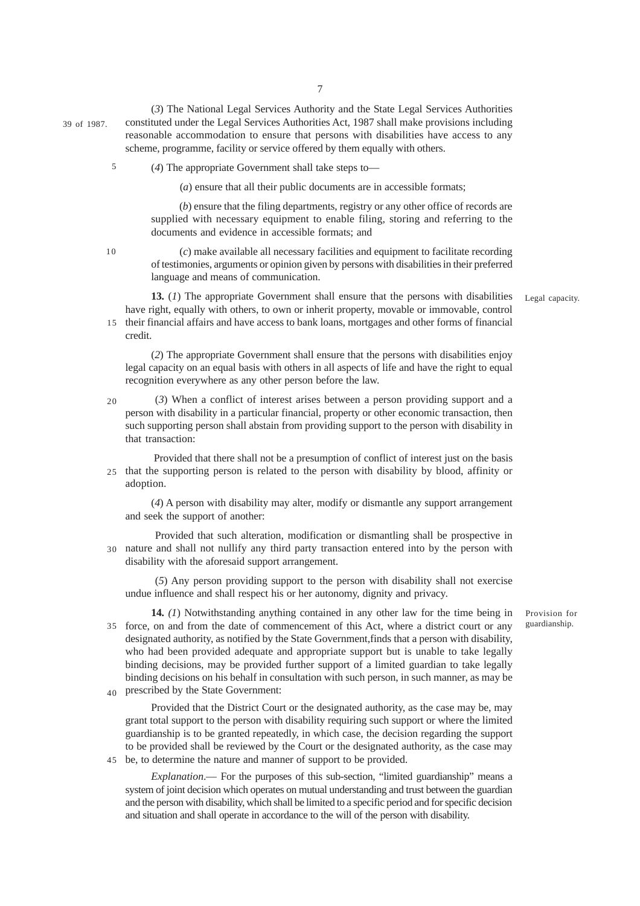(*3*) The National Legal Services Authority and the State Legal Services Authorities constituted under the Legal Services Authorities Act, 1987 shall make provisions including reasonable accommodation to ensure that persons with disabilities have access to any scheme, programme, facility or service offered by them equally with others.

39 of 1987.

(*4*) The appropriate Government shall take steps to—

(*a*) ensure that all their public documents are in accessible formats;

(*b*) ensure that the filing departments, registry or any other office of records are supplied with necessary equipment to enable filing, storing and referring to the documents and evidence in accessible formats; and

(*c*) make available all necessary facilities and equipment to facilitate recording of testimonies, arguments or opinion given by persons with disabilities in their preferred language and means of communication.

Legal capacity.

**13.** (*1*) The appropriate Government shall ensure that the persons with disabilities have right, equally with others, to own or inherit property, movable or immovable, control their financial affairs and have access to bank loans, mortgages and other forms of financial credit.

(*2*) The appropriate Government shall ensure that the persons with disabilities enjoy legal capacity on an equal basis with others in all aspects of life and have the right to equal recognition everywhere as any other person before the law.

(*3*) When a conflict of interest arises between a person providing support and a person with disability in a particular financial, property or other economic transaction, then such supporting person shall abstain from providing support to the person with disability in that transaction:

Provided that there shall not be a presumption of conflict of interest just on the basis that the supporting person is related to the person with disability by blood, affinity or adoption.

(*4*) A person with disability may alter, modify or dismantle any support arrangement and seek the support of another:

Provided that such alteration, modification or dismantling shall be prospective in nature and shall not nullify any third party transaction entered into by the person with disability with the aforesaid support arrangement.

(*5*) Any person providing support to the person with disability shall not exercise undue influence and shall respect his or her autonomy, dignity and privacy.

Provision for guardianship.

**14.** *(1*) Notwithstanding anything contained in any other law for the time being in force, on and from the date of commencement of this Act, where a district court or any designated authority, as notified by the State Government,finds that a person with disability, who had been provided adequate and appropriate support but is unable to take legally binding decisions, may be provided further support of a limited guardian to take legally binding decisions on his behalf in consultation with such person, in such manner, as may be prescribed by the State Government:

Provided that the District Court or the designated authority, as the case may be, may grant total support to the person with disability requiring such support or where the limited guardianship is to be granted repeatedly, in which case, the decision regarding the support to be provided shall be reviewed by the Court or the designated authority, as the case may be, to determine the nature and manner of support to be provided.

*Explanation*.— For the purposes of this sub-section, "limited guardianship" means a system of joint decision which operates on mutual understanding and trust between the guardian and the person with disability, which shall be limited to a specific period and for specific decision and situation and shall operate in accordance to the will of the person with disability.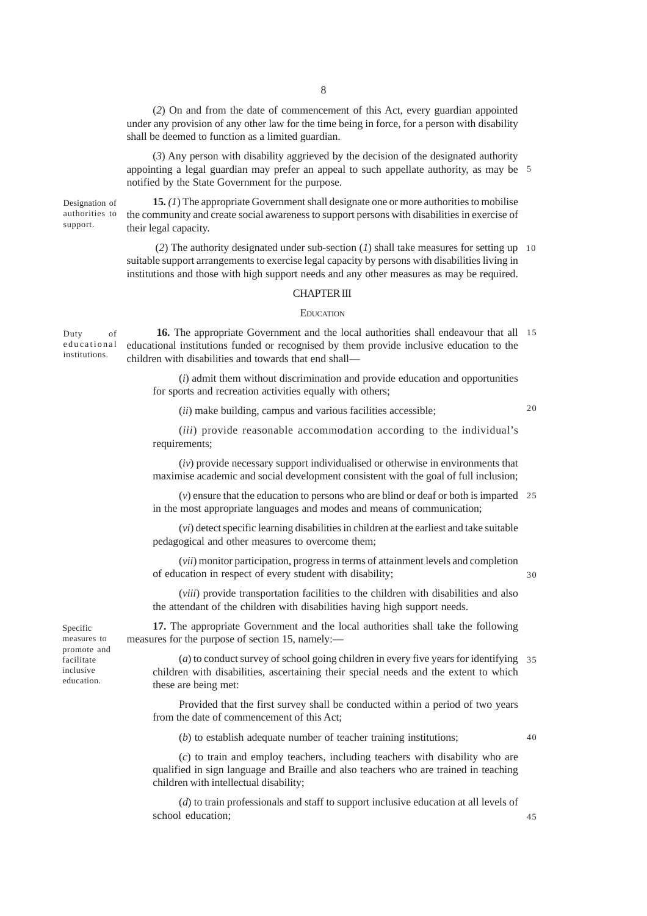(*2*) On and from the date of commencement of this Act, every guardian appointed under any provision of any other law for the time being in force, for a person with disability shall be deemed to function as a limited guardian.

(*3*) Any person with disability aggrieved by the decision of the designated authority appointing a legal guardian may prefer an appeal to such appellate authority, as may be notified by the State Government for the purpose.

*Designation of authorities to support.*

**15.** (*1*) The appropriate Government shall designate one or more authorities to mobilise the community and create social awareness to support persons with disabilities in exercise of their legal capacity.

(*2*) The authority designated under sub-section (*1*) shall take measures for setting up suitable support arrangements to exercise legal capacity by persons with disabilities living in institutions and those with high support needs and any other measures as may be required.

## CHAPTER III

## EDUCATION

*Duty of educational institutions.*

**16.** The appropriate Government and the local authorities shall endeavour that all educational institutions funded or recognised by them provide inclusive education to the children with disabilities and towards that end shall—

(*i*) admit them without discrimination and provide education and opportunities for sports and recreation activities equally with others;

(*ii*) make building, campus and various facilities accessible;

(*iii*) provide reasonable accommodation according to the individual's requirements;

(*iv*) provide necessary support individualised or otherwise in environments that maximise academic and social development consistent with the goal of full inclusion;

(*v*) ensure that the education to persons who are blind or deaf or both is imparted in the most appropriate languages and modes and means of communication;

(*vi*) detect specific learning disabilities in children at the earliest and take suitable pedagogical and other measures to overcome them;

(*vii*) monitor participation, progress in terms of attainment levels and completion of education in respect of every student with disability;

(*viii*) provide transportation facilities to the children with disabilities and also the attendant of the children with disabilities having high support needs.

*Specific measures to promote and facilitate inclusive education.*

**17.** The appropriate Government and the local authorities shall take the following measures for the purpose of section 15, namely:—

(*a*) to conduct survey of school going children in every five years for identifying children with disabilities, ascertaining their special needs and the extent to which these are being met:

Provided that the first survey shall be conducted within a period of two years from the date of commencement of this Act;

(*b*) to establish adequate number of teacher training institutions;

(*c*) to train and employ teachers, including teachers with disability who are qualified in sign language and Braille and also teachers who are trained in teaching children with intellectual disability;

(*d*) to train professionals and staff to support inclusive education at all levels of school education;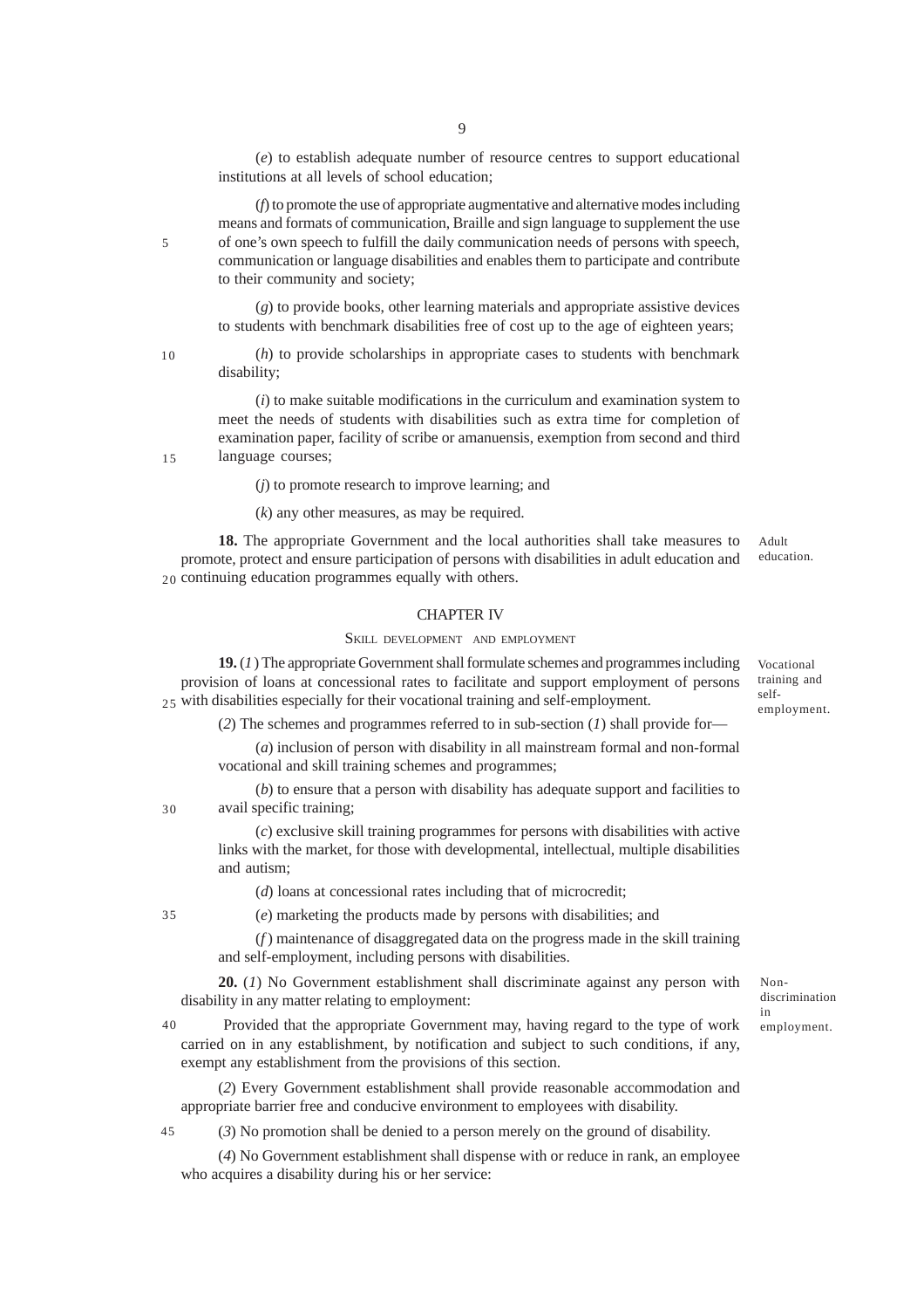(*e*) to establish adequate number of resource centres to support educational institutions at all levels of school education;

(*f*) to promote the use of appropriate augmentative and alternative modes including means and formats of communication, Braille and sign language to supplement the use of one's own speech to fulfill the daily communication needs of persons with speech, communication or language disabilities and enables them to participate and contribute to their community and society;

(*g*) to provide books, other learning materials and appropriate assistive devices to students with benchmark disabilities free of cost up to the age of eighteen years;

(*h*) to provide scholarships in appropriate cases to students with benchmark disability;

(*i*) to make suitable modifications in the curriculum and examination system to meet the needs of students with disabilities such as extra time for completion of examination paper, facility of scribe or amanuensis, exemption from second and third language courses;

(*j*) to promote research to improve learning; and

(*k*) any other measures, as may be required.

Adult education.

**18.** The appropriate Government and the local authorities shall take measures to promote, protect and ensure participation of persons with disabilities in adult education and continuing education programmes equally with others.

## CHAPTER IV

### SKILL DEVELOPMENT AND EMPLOYMENT

Vocational training and self-employment.

**19.** (*1*) The appropriate Government shall formulate schemes and programmes including provision of loans at concessional rates to facilitate and support employment of persons with disabilities especially for their vocational training and self-employment.

(*2*) The schemes and programmes referred to in sub-section (*1*) shall provide for—

(*a*) inclusion of person with disability in all mainstream formal and non-formal vocational and skill training schemes and programmes;

(*b*) to ensure that a person with disability has adequate support and facilities to avail specific training;

(*c*) exclusive skill training programmes for persons with disabilities with active links with the market, for those with developmental, intellectual, multiple disabilities and autism;

(*d*) loans at concessional rates including that of microcredit;

(*e*) marketing the products made by persons with disabilities; and

(*f*) maintenance of disaggregated data on the progress made in the skill training and self-employment, including persons with disabilities.

Non-discrimination in employment.

**20.** (*1*) No Government establishment shall discriminate against any person with disability in any matter relating to employment:

Provided that the appropriate Government may, having regard to the type of work carried on in any establishment, by notification and subject to such conditions, if any, exempt any establishment from the provisions of this section.

(*2*) Every Government establishment shall provide reasonable accommodation and appropriate barrier free and conducive environment to employees with disability.

(*3*) No promotion shall be denied to a person merely on the ground of disability.

(*4*) No Government establishment shall dispense with or reduce in rank, an employee who acquires a disability during his or her service: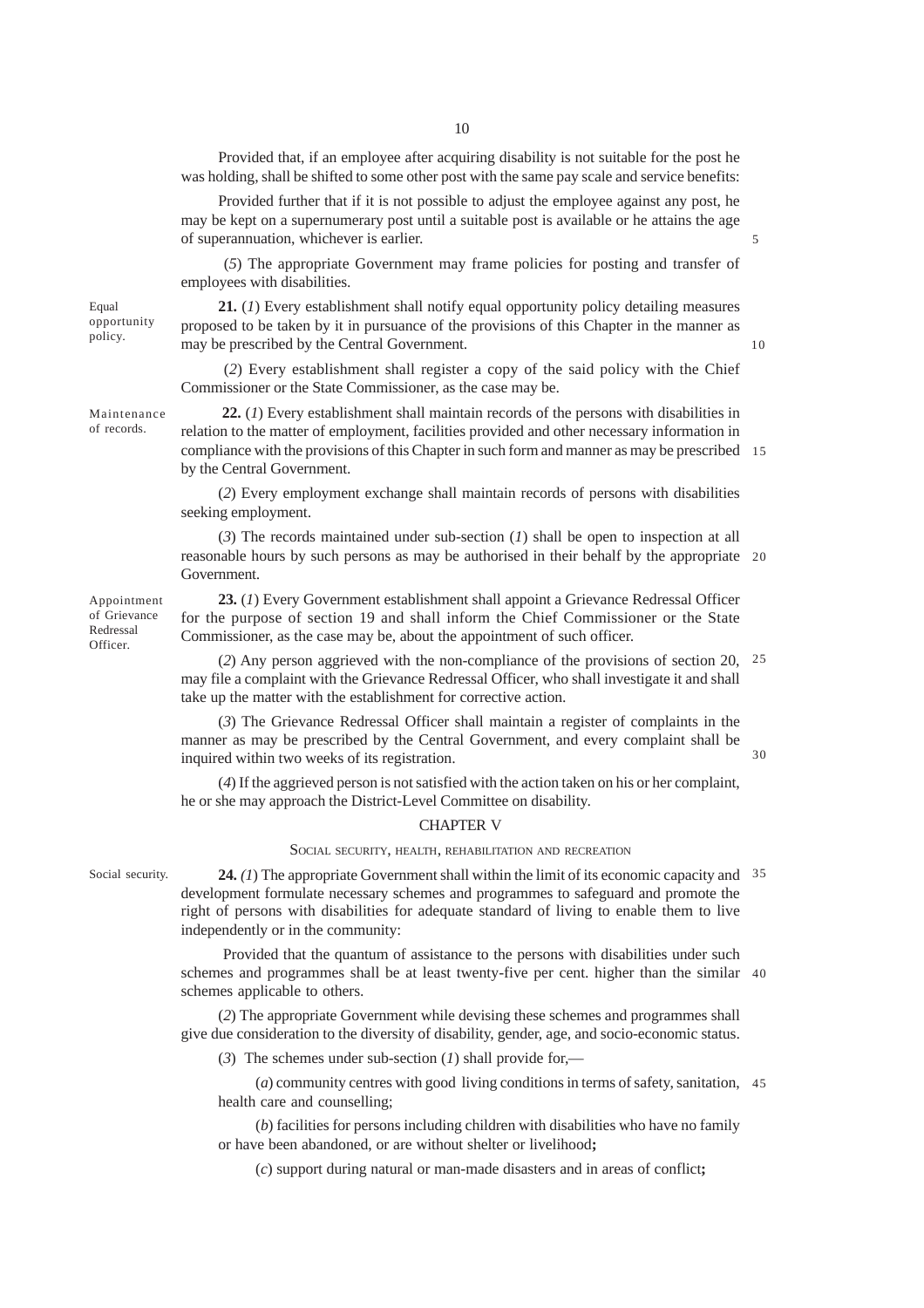Provided that, if an employee after acquiring disability is not suitable for the post he was holding, shall be shifted to some other post with the same pay scale and service benefits:

Provided further that if it is not possible to adjust the employee against any post, he may be kept on a supernumerary post until a suitable post is available or he attains the age of superannuation, whichever is earlier.

(*5*) The appropriate Government may frame policies for posting and transfer of employees with disabilities.

Equal opportunity policy.

**21.** (*1*) Every establishment shall notify equal opportunity policy detailing measures proposed to be taken by it in pursuance of the provisions of this Chapter in the manner as may be prescribed by the Central Government.

(*2*) Every establishment shall register a copy of the said policy with the Chief Commissioner or the State Commissioner, as the case may be.

Maintenance of records.

**22.** (*1*) Every establishment shall maintain records of the persons with disabilities in relation to the matter of employment, facilities provided and other necessary information in compliance with the provisions of this Chapter in such form and manner as may be prescribed by the Central Government.

(*2*) Every employment exchange shall maintain records of persons with disabilities seeking employment.

(*3*) The records maintained under sub-section (*1*) shall be open to inspection at all reasonable hours by such persons as may be authorised in their behalf by the appropriate Government.

Appointment of Grievance Redressal Officer.

**23.** (*1*) Every Government establishment shall appoint a Grievance Redressal Officer for the purpose of section 19 and shall inform the Chief Commissioner or the State Commissioner, as the case may be, about the appointment of such officer.

(*2*) Any person aggrieved with the non-compliance of the provisions of section 20, may file a complaint with the Grievance Redressal Officer, who shall investigate it and shall take up the matter with the establishment for corrective action.

(*3*) The Grievance Redressal Officer shall maintain a register of complaints in the manner as may be prescribed by the Central Government, and every complaint shall be inquired within two weeks of its registration.

(*4*) If the aggrieved person is not satisfied with the action taken on his or her complaint, he or she may approach the District-Level Committee on disability.

## CHAPTER V

### SOCIAL SECURITY, HEALTH, REHABILITATION AND RECREATION

Social security.

**24.** *(1*) The appropriate Government shall within the limit of its economic capacity and development formulate necessary schemes and programmes to safeguard and promote the right of persons with disabilities for adequate standard of living to enable them to live independently or in the community:

Provided that the quantum of assistance to the persons with disabilities under such schemes and programmes shall be at least twenty-five per cent. higher than the similar schemes applicable to others.

(*2*) The appropriate Government while devising these schemes and programmes shall give due consideration to the diversity of disability, gender, age, and socio-economic status.

(*3*) The schemes under sub-section (*1*) shall provide for,—

(*a*) community centres with good living conditions in terms of safety, sanitation, health care and counselling;

(*b*) facilities for persons including children with disabilities who have no family or have been abandoned, or are without shelter or livelihood**;**

(*c*) support during natural or man-made disasters and in areas of conflict**;**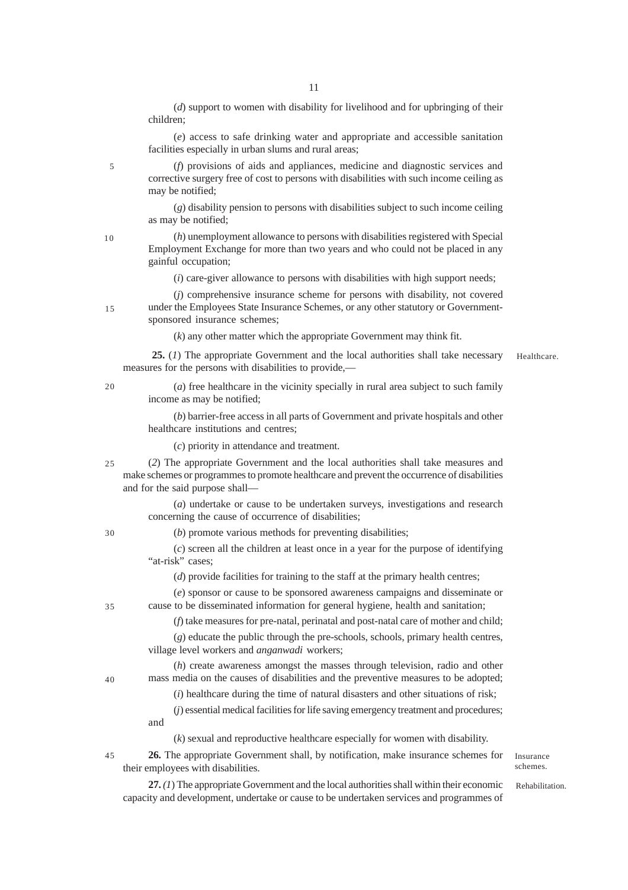(*d*) support to women with disability for livelihood and for upbringing of their children;

(*e*) access to safe drinking water and appropriate and accessible sanitation facilities especially in urban slums and rural areas;

(*f*) provisions of aids and appliances, medicine and diagnostic services and corrective surgery free of cost to persons with disabilities with such income ceiling as may be notified;

(*g*) disability pension to persons with disabilities subject to such income ceiling as may be notified;

(*h*) unemployment allowance to persons with disabilities registered with Special Employment Exchange for more than two years and who could not be placed in any gainful occupation;

(*i*) care-giver allowance to persons with disabilities with high support needs;

(*j*) comprehensive insurance scheme for persons with disability, not covered under the Employees State Insurance Schemes, or any other statutory or Government-sponsored insurance schemes;

(*k*) any other matter which the appropriate Government may think fit.

Healthcare.

**25.** (*1*) The appropriate Government and the local authorities shall take necessary measures for the persons with disabilities to provide,—

(*a*) free healthcare in the vicinity specially in rural area subject to such family income as may be notified;

(*b*) barrier-free access in all parts of Government and private hospitals and other healthcare institutions and centres;

(*c*) priority in attendance and treatment.

(*2*) The appropriate Government and the local authorities shall take measures and make schemes or programmes to promote healthcare and prevent the occurrence of disabilities and for the said purpose shall—

(*a*) undertake or cause to be undertaken surveys, investigations and research concerning the cause of occurrence of disabilities;

(*b*) promote various methods for preventing disabilities;

(*c*) screen all the children at least once in a year for the purpose of identifying "at-risk" cases;

(*d*) provide facilities for training to the staff at the primary health centres;

(*e*) sponsor or cause to be sponsored awareness campaigns and disseminate or cause to be disseminated information for general hygiene, health and sanitation;

(*f*) take measures for pre-natal, perinatal and post-natal care of mother and child;

(*g*) educate the public through the pre-schools, schools, primary health centres, village level workers and *anganwadi* workers;

(*h*) create awareness amongst the masses through television, radio and other mass media on the causes of disabilities and the preventive measures to be adopted;

(*i*) healthcare during the time of natural disasters and other situations of risk;

(*j*) essential medical facilities for life saving emergency treatment and procedures; and

(*k*) sexual and reproductive healthcare especially for women with disability.

Insurance schemes.

**26.** The appropriate Government shall, by notification, make insurance schemes for their employees with disabilities.

Rehabilitation.

**27.** (*1*) The appropriate Government and the local authorities shall within their economic capacity and development, undertake or cause to be undertaken services and programmes of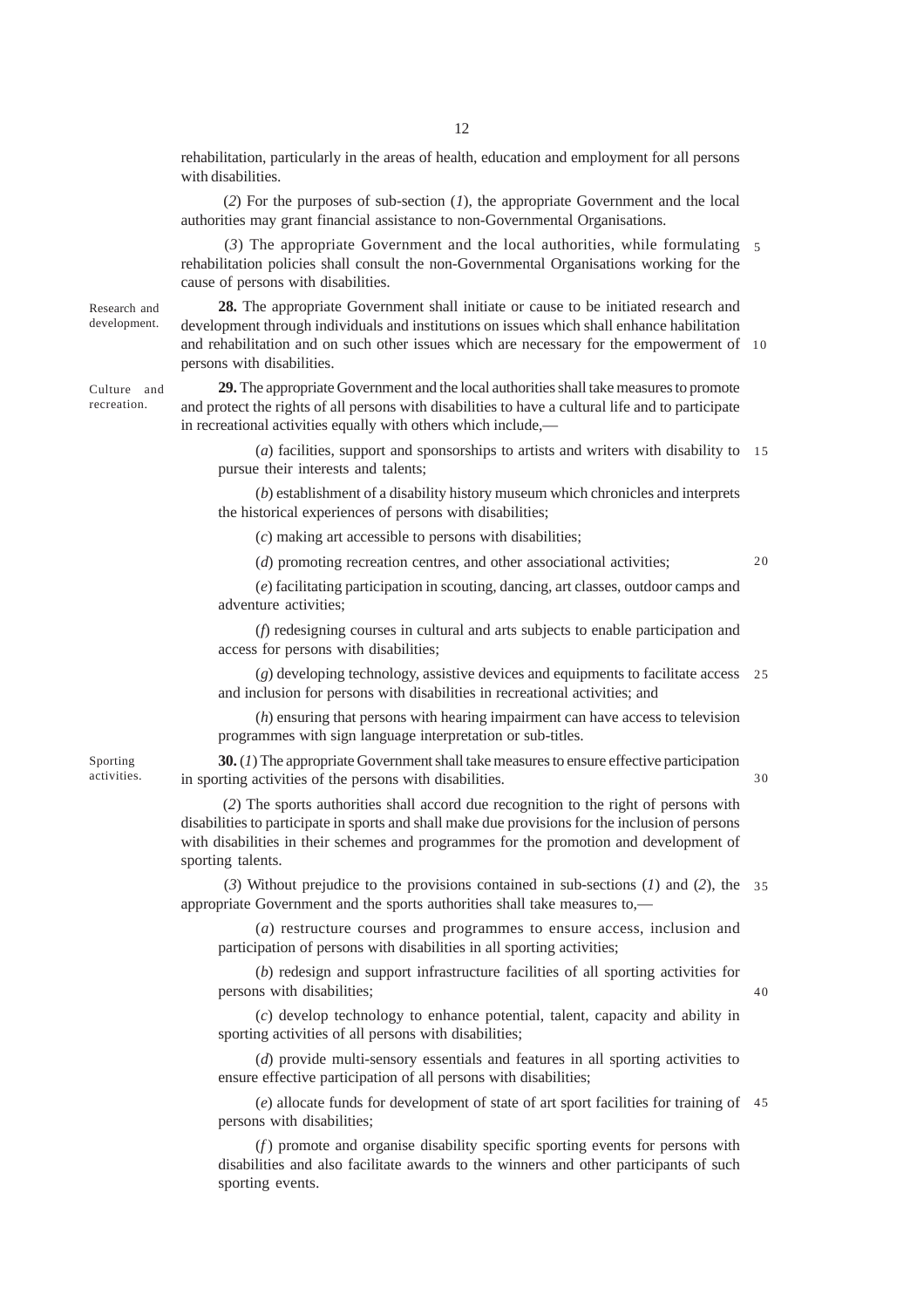rehabilitation, particularly in the areas of health, education and employment for all persons with disabilities.

(*2*) For the purposes of sub-section (*1*), the appropriate Government and the local authorities may grant financial assistance to non-Governmental Organisations.

(*3*) The appropriate Government and the local authorities, while formulating rehabilitation policies shall consult the non-Governmental Organisations working for the cause of persons with disabilities.

Research and development.

**28.** The appropriate Government shall initiate or cause to be initiated research and development through individuals and institutions on issues which shall enhance habilitation and rehabilitation and on such other issues which are necessary for the empowerment of persons with disabilities.

Culture and recreation.

**29.** The appropriate Government and the local authorities shall take measures to promote and protect the rights of all persons with disabilities to have a cultural life and to participate in recreational activities equally with others which include,—

(*a*) facilities, support and sponsorships to artists and writers with disability to pursue their interests and talents;

(*b*) establishment of a disability history museum which chronicles and interprets the historical experiences of persons with disabilities;

(*c*) making art accessible to persons with disabilities;

(*d*) promoting recreation centres, and other associational activities;

(*e*) facilitating participation in scouting, dancing, art classes, outdoor camps and adventure activities;

(*f*) redesigning courses in cultural and arts subjects to enable participation and access for persons with disabilities;

(*g*) developing technology, assistive devices and equipments to facilitate access and inclusion for persons with disabilities in recreational activities; and

(*h*) ensuring that persons with hearing impairment can have access to television programmes with sign language interpretation or sub-titles.

Sporting activities.

**30.** (*1*) The appropriate Government shall take measures to ensure effective participation in sporting activities of the persons with disabilities.

(*2*) The sports authorities shall accord due recognition to the right of persons with disabilities to participate in sports and shall make due provisions for the inclusion of persons with disabilities in their schemes and programmes for the promotion and development of sporting talents.

(*3*) Without prejudice to the provisions contained in sub-sections (*1*) and (*2*), the appropriate Government and the sports authorities shall take measures to,—

(*a*) restructure courses and programmes to ensure access, inclusion and participation of persons with disabilities in all sporting activities;

(*b*) redesign and support infrastructure facilities of all sporting activities for persons with disabilities;

(*c*) develop technology to enhance potential, talent, capacity and ability in sporting activities of all persons with disabilities;

(*d*) provide multi-sensory essentials and features in all sporting activities to ensure effective participation of all persons with disabilities;

(*e*) allocate funds for development of state of art sport facilities for training of persons with disabilities;

(*f*) promote and organise disability specific sporting events for persons with disabilities and also facilitate awards to the winners and other participants of such sporting events.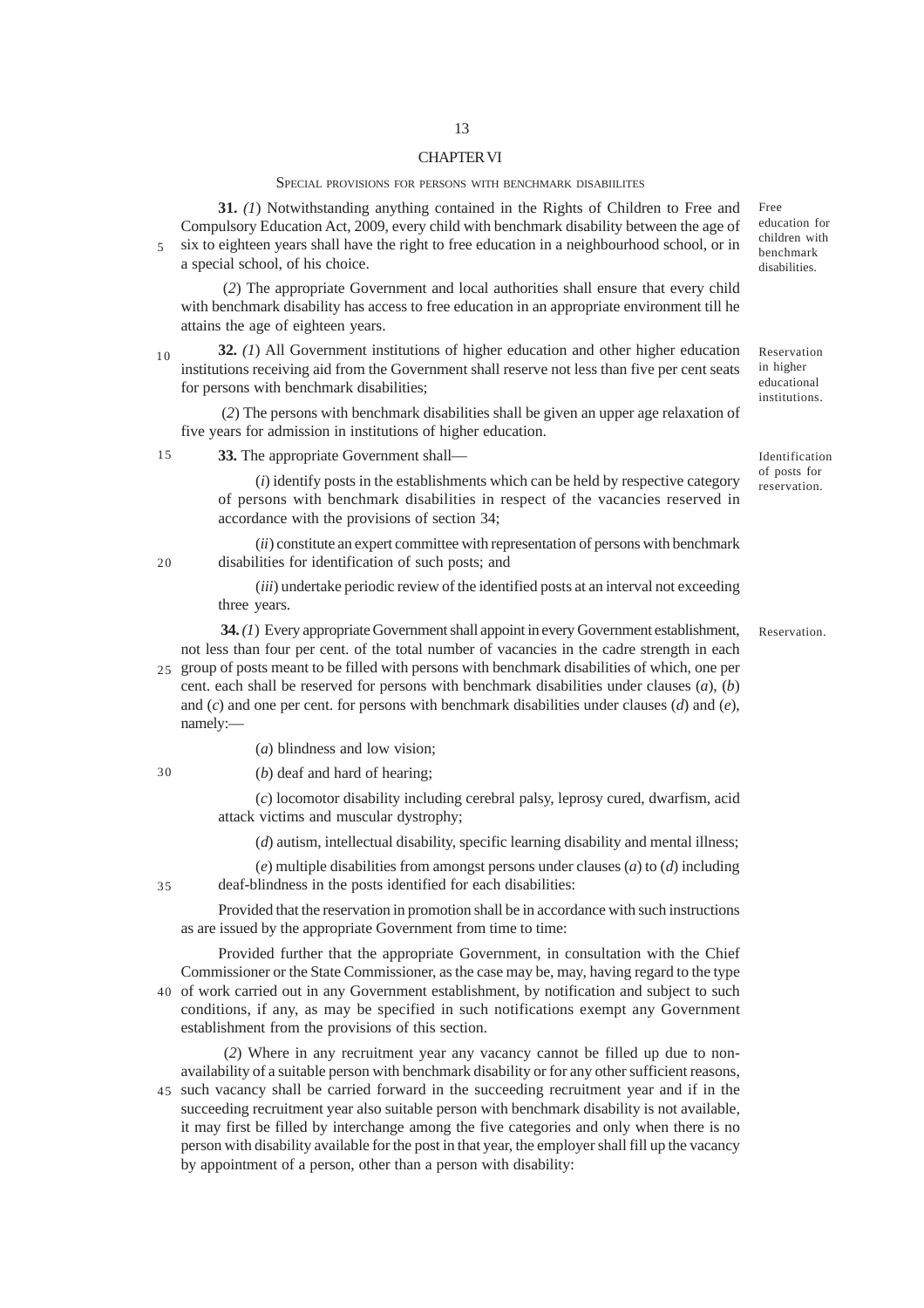## CHAPTER VI

### SPECIAL PROVISIONS FOR PERSONS WITH BENCHMARK DISABIILITES

Free education for children with benchmark disabilities.

**31.** *(1)* Notwithstanding anything contained in the Rights of Children to Free and Compulsory Education Act, 2009, every child with benchmark disability between the age of six to eighteen years shall have the right to free education in a neighbourhood school, or in a special school, of his choice.

(*2*) The appropriate Government and local authorities shall ensure that every child with benchmark disability has access to free education in an appropriate environment till he attains the age of eighteen years.

Reservation in higher educational institutions.

**32.** *(1)* All Government institutions of higher education and other higher education institutions receiving aid from the Government shall reserve not less than five per cent seats for persons with benchmark disabilities;

(*2*) The persons with benchmark disabilities shall be given an upper age relaxation of five years for admission in institutions of higher education.

Identification of posts for reservation.

**33.** The appropriate Government shall—

(*i*) identify posts in the establishments which can be held by respective category of persons with benchmark disabilities in respect of the vacancies reserved in accordance with the provisions of section 34;

(*ii*) constitute an expert committee with representation of persons with benchmark disabilities for identification of such posts; and

(*iii*) undertake periodic review of the identified posts at an interval not exceeding three years.

Reservation.

**34.** *(1)* Every appropriate Government shall appoint in every Government establishment, not less than four per cent. of the total number of vacancies in the cadre strength in each group of posts meant to be filled with persons with benchmark disabilities of which, one per cent. each shall be reserved for persons with benchmark disabilities under clauses (*a*), (*b*) and (*c*) and one per cent. for persons with benchmark disabilities under clauses (*d*) and (*e*), namely:—

(*a*) blindness and low vision;

(*b*) deaf and hard of hearing;

(*c*) locomotor disability including cerebral palsy, leprosy cured, dwarfism, acid attack victims and muscular dystrophy;

(*d*) autism, intellectual disability, specific learning disability and mental illness;

(*e*) multiple disabilities from amongst persons under clauses (*a*) to (*d*) including deaf-blindness in the posts identified for each disabilities:

Provided that the reservation in promotion shall be in accordance with such instructions as are issued by the appropriate Government from time to time:

Provided further that the appropriate Government, in consultation with the Chief Commissioner or the State Commissioner, as the case may be, may, having regard to the type of work carried out in any Government establishment, by notification and subject to such conditions, if any, as may be specified in such notifications exempt any Government establishment from the provisions of this section.

(*2*) Where in any recruitment year any vacancy cannot be filled up due to non-availability of a suitable person with benchmark disability or for any other sufficient reasons, such vacancy shall be carried forward in the succeeding recruitment year and if in the succeeding recruitment year also suitable person with benchmark disability is not available, it may first be filled by interchange among the five categories and only when there is no person with disability available for the post in that year, the employer shall fill up the vacancy by appointment of a person, other than a person with disability: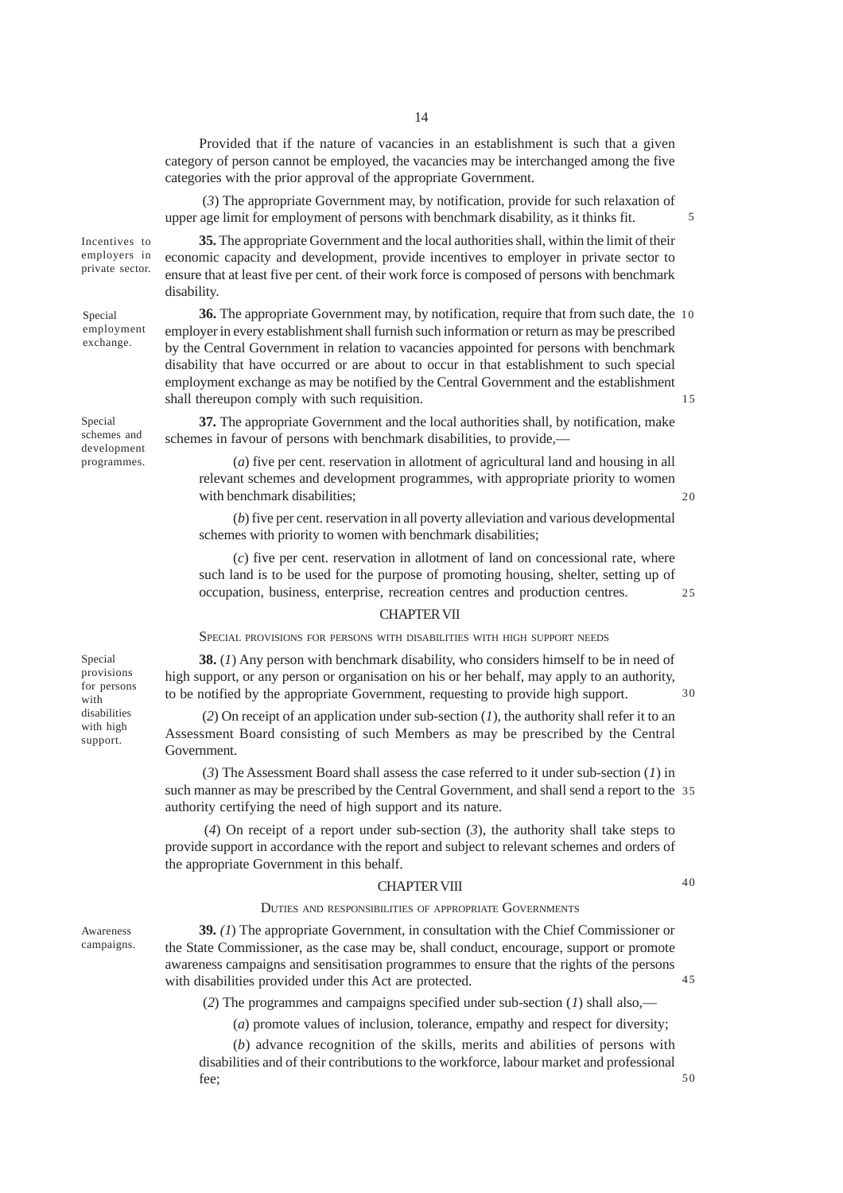Provided that if the nature of vacancies in an establishment is such that a given category of person cannot be employed, the vacancies may be interchanged among the five categories with the prior approval of the appropriate Government.

(*3*) The appropriate Government may, by notification, provide for such relaxation of upper age limit for employment of persons with benchmark disability, as it thinks fit.

Incentives to employers in private sector.

**35.** The appropriate Government and the local authorities shall, within the limit of their economic capacity and development, provide incentives to employer in private sector to ensure that at least five per cent. of their work force is composed of persons with benchmark disability.

Special employment exchange.

**36.** The appropriate Government may, by notification, require that from such date, the employer in every establishment shall furnish such information or return as may be prescribed by the Central Government in relation to vacancies appointed for persons with benchmark disability that have occurred or are about to occur in that establishment to such special employment exchange as may be notified by the Central Government and the establishment shall thereupon comply with such requisition.

Special schemes and development programmes.

**37.** The appropriate Government and the local authorities shall, by notification, make schemes in favour of persons with benchmark disabilities, to provide,—

(*a*) five per cent. reservation in allotment of agricultural land and housing in all relevant schemes and development programmes, with appropriate priority to women with benchmark disabilities;

(*b*) five per cent. reservation in all poverty alleviation and various developmental schemes with priority to women with benchmark disabilities;

(*c*) five per cent. reservation in allotment of land on concessional rate, where such land is to be used for the purpose of promoting housing, shelter, setting up of occupation, business, enterprise, recreation centres and production centres.

## CHAPTER VII

### SPECIAL PROVISIONS FOR PERSONS WITH DISABILITIES WITH HIGH SUPPORT NEEDS

Special provisions for persons with disabilities with high support.

**38.** (*1*) Any person with benchmark disability, who considers himself to be in need of high support, or any person or organisation on his or her behalf, may apply to an authority, to be notified by the appropriate Government, requesting to provide high support.

(*2*) On receipt of an application under sub-section (*1*), the authority shall refer it to an Assessment Board consisting of such Members as may be prescribed by the Central Government.

(*3*) The Assessment Board shall assess the case referred to it under sub-section (*1*) in such manner as may be prescribed by the Central Government, and shall send a report to the authority certifying the need of high support and its nature.

(*4*) On receipt of a report under sub-section (*3*), the authority shall take steps to provide support in accordance with the report and subject to relevant schemes and orders of the appropriate Government in this behalf.

## CHAPTER VIII

### DUTIES AND RESPONSIBILITIES OF APPROPRIATE GOVERNMENTS

Awareness campaigns.

**39.** *(1*) The appropriate Government, in consultation with the Chief Commissioner or the State Commissioner, as the case may be, shall conduct, encourage, support or promote awareness campaigns and sensitisation programmes to ensure that the rights of the persons with disabilities provided under this Act are protected.

(*2*) The programmes and campaigns specified under sub-section (*1*) shall also,—

(*a*) promote values of inclusion, tolerance, empathy and respect for diversity;

(*b*) advance recognition of the skills, merits and abilities of persons with disabilities and of their contributions to the workforce, labour market and professional fee;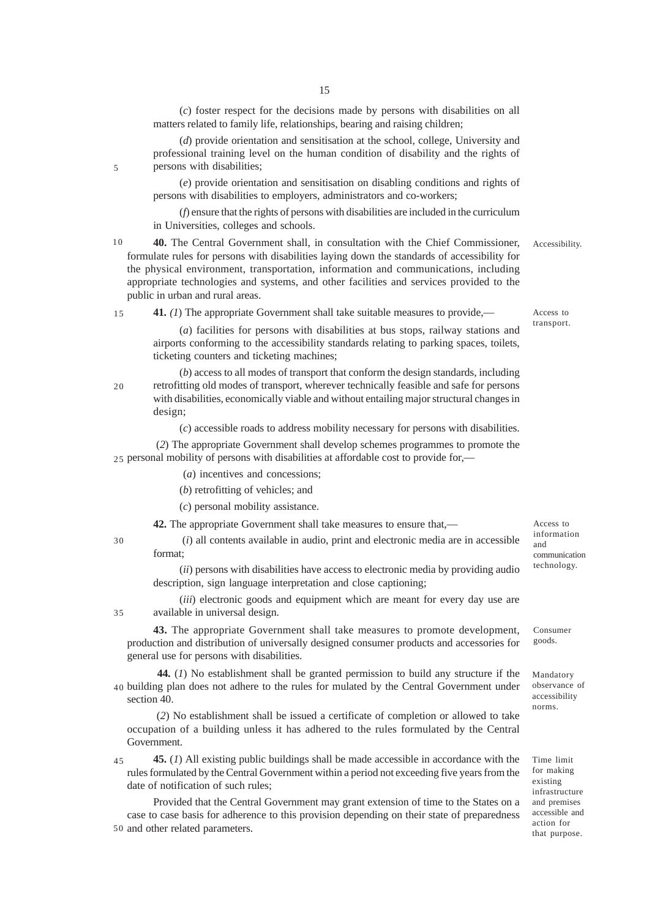(*c*) foster respect for the decisions made by persons with disabilities on all matters related to family life, relationships, bearing and raising children;

(*d*) provide orientation and sensitisation at the school, college, University and professional training level on the human condition of disability and the rights of persons with disabilities;

(*e*) provide orientation and sensitisation on disabling conditions and rights of persons with disabilities to employers, administrators and co-workers;

(*f*) ensure that the rights of persons with disabilities are included in the curriculum in Universities, colleges and schools.

Accessibility.

**40.** The Central Government shall, in consultation with the Chief Commissioner, formulate rules for persons with disabilities laying down the standards of accessibility for the physical environment, transportation, information and communications, including appropriate technologies and systems, and other facilities and services provided to the public in urban and rural areas.

Access to transport.

**41.** (*1*) The appropriate Government shall take suitable measures to provide,—

(*a*) facilities for persons with disabilities at bus stops, railway stations and airports conforming to the accessibility standards relating to parking spaces, toilets, ticketing counters and ticketing machines;

(*b*) access to all modes of transport that conform the design standards, including retrofitting old modes of transport, wherever technically feasible and safe for persons with disabilities, economically viable and without entailing major structural changes in design;

(*c*) accessible roads to address mobility necessary for persons with disabilities.

(*2*) The appropriate Government shall develop schemes programmes to promote the personal mobility of persons with disabilities at affordable cost to provide for,—

(*a*) incentives and concessions;

(*b*) retrofitting of vehicles; and

(*c*) personal mobility assistance.

Access to information and communication technology.

**42.** The appropriate Government shall take measures to ensure that,—

(*i*) all contents available in audio, print and electronic media are in accessible format;

(*ii*) persons with disabilities have access to electronic media by providing audio description, sign language interpretation and close captioning;

(*iii*) electronic goods and equipment which are meant for every day use are available in universal design.

Consumer goods.

**43.** The appropriate Government shall take measures to promote development, production and distribution of universally designed consumer products and accessories for general use for persons with disabilities.

Mandatory observance of accessibility norms.

**44.** (*1*) No establishment shall be granted permission to build any structure if the building plan does not adhere to the rules for mulated by the Central Government under section 40.

(*2*) No establishment shall be issued a certificate of completion or allowed to take occupation of a building unless it has adhered to the rules formulated by the Central Government.

Time limit for making existing infrastructure and premises accessible and action for that purpose.

**45.** (*1*) All existing public buildings shall be made accessible in accordance with the rules formulated by the Central Government within a period not exceeding five years from the date of notification of such rules;

Provided that the Central Government may grant extension of time to the States on a case to case basis for adherence to this provision depending on their state of preparedness and other related parameters.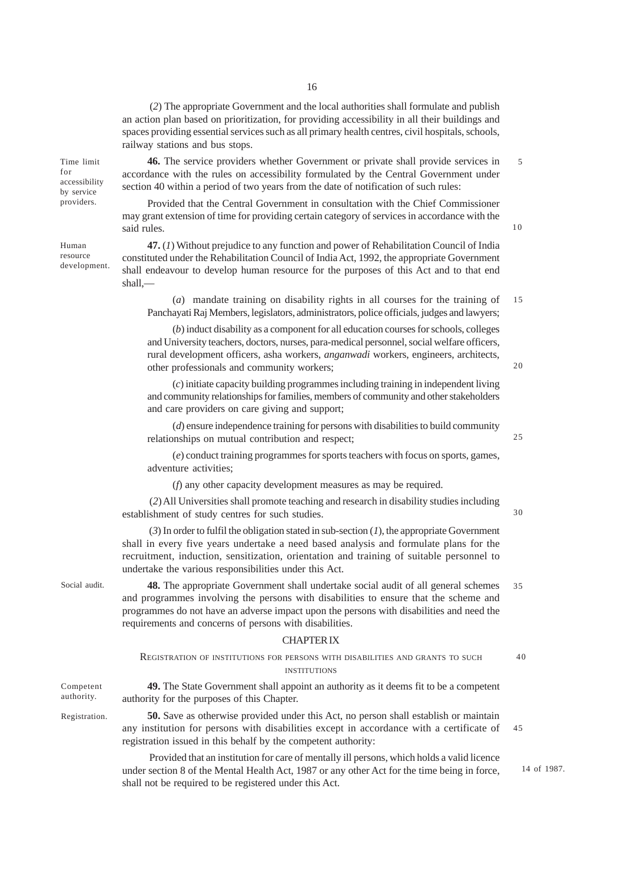(*2*) The appropriate Government and the local authorities shall formulate and publish an action plan based on prioritization, for providing accessibility in all their buildings and spaces providing essential services such as all primary health centres, civil hospitals, schools, railway stations and bus stops.

Time limit for accessibility by service providers.

**46.** The service providers whether Government or private shall provide services in accordance with the rules on accessibility formulated by the Central Government under section 40 within a period of two years from the date of notification of such rules:

Provided that the Central Government in consultation with the Chief Commissioner may grant extension of time for providing certain category of services in accordance with the said rules.

Human resource development.

**47.** (*1*) Without prejudice to any function and power of Rehabilitation Council of India constituted under the Rehabilitation Council of India Act, 1992, the appropriate Government shall endeavour to develop human resource for the purposes of this Act and to that end shall,—

(*a*) mandate training on disability rights in all courses for the training of Panchayati Raj Members, legislators, administrators, police officials, judges and lawyers;

(*b*) induct disability as a component for all education courses for schools, colleges and University teachers, doctors, nurses, para-medical personnel, social welfare officers, rural development officers, asha workers, *anganwadi* workers, engineers, architects, other professionals and community workers;

(*c*) initiate capacity building programmes including training in independent living and community relationships for families, members of community and other stakeholders and care providers on care giving and support;

(*d*) ensure independence training for persons with disabilities to build community relationships on mutual contribution and respect;

(*e*) conduct training programmes for sports teachers with focus on sports, games, adventure activities;

(*f*) any other capacity development measures as may be required.

(*2*) All Universities shall promote teaching and research in disability studies including establishment of study centres for such studies.

(*3*) In order to fulfil the obligation stated in sub-section (*1*), the appropriate Government shall in every five years undertake a need based analysis and formulate plans for the recruitment, induction, sensitization, orientation and training of suitable personnel to undertake the various responsibilities under this Act.

Social audit.

**48.** The appropriate Government shall undertake social audit of all general schemes and programmes involving the persons with disabilities to ensure that the scheme and programmes do not have an adverse impact upon the persons with disabilities and need the requirements and concerns of persons with disabilities.

## CHAPTER IX

### REGISTRATION OF INSTITUTIONS FOR PERSONS WITH DISABILITIES AND GRANTS TO SUCH INSTITUTIONS

Competent authority.

**49.** The State Government shall appoint an authority as it deems fit to be a competent authority for the purposes of this Chapter.

Registration.

**50.** Save as otherwise provided under this Act, no person shall establish or maintain any institution for persons with disabilities except in accordance with a certificate of registration issued in this behalf by the competent authority:

Provided that an institution for care of mentally ill persons, which holds a valid licence under section 8 of the Mental Health Act, 1987 or any other Act for the time being in force, shall not be required to be registered under this Act.

14 of 1987.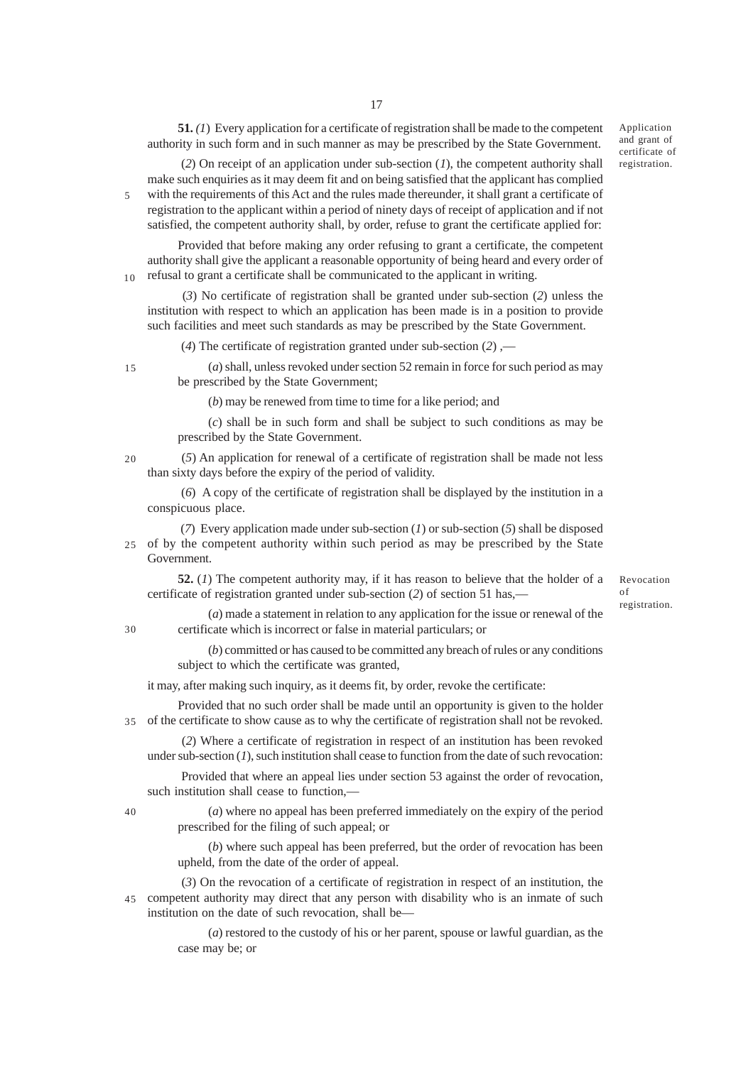**51.** (*1*) Every application for a certificate of registration shall be made to the competent authority in such form and in such manner as may be prescribed by the State Government.

*Application and grant of certificate of registration.*

(*2*) On receipt of an application under sub-section (*1*), the competent authority shall make such enquiries as it may deem fit and on being satisfied that the applicant has complied with the requirements of this Act and the rules made thereunder, it shall grant a certificate of registration to the applicant within a period of ninety days of receipt of application and if not satisfied, the competent authority shall, by order, refuse to grant the certificate applied for:

Provided that before making any order refusing to grant a certificate, the competent authority shall give the applicant a reasonable opportunity of being heard and every order of refusal to grant a certificate shall be communicated to the applicant in writing.

(*3*) No certificate of registration shall be granted under sub-section (*2*) unless the institution with respect to which an application has been made is in a position to provide such facilities and meet such standards as may be prescribed by the State Government.

(*4*) The certificate of registration granted under sub-section (*2*) ,—

(*a*) shall, unless revoked under section 52 remain in force for such period as may be prescribed by the State Government;

(*b*) may be renewed from time to time for a like period; and

(*c*) shall be in such form and shall be subject to such conditions as may be prescribed by the State Government.

(*5*) An application for renewal of a certificate of registration shall be made not less than sixty days before the expiry of the period of validity.

(*6*) A copy of the certificate of registration shall be displayed by the institution in a conspicuous place.

(*7*) Every application made under sub-section (*1*) or sub-section (*5*) shall be disposed of by the competent authority within such period as may be prescribed by the State Government.

**52.** (*1*) The competent authority may, if it has reason to believe that the holder of a certificate of registration granted under sub-section (*2*) of section 51 has,—

*Revocation of registration.*

(*a*) made a statement in relation to any application for the issue or renewal of the certificate which is incorrect or false in material particulars; or

(*b*) committed or has caused to be committed any breach of rules or any conditions subject to which the certificate was granted,

it may, after making such inquiry, as it deems fit, by order, revoke the certificate:

Provided that no such order shall be made until an opportunity is given to the holder of the certificate to show cause as to why the certificate of registration shall not be revoked.

(*2*) Where a certificate of registration in respect of an institution has been revoked under sub-section (*1*), such institution shall cease to function from the date of such revocation:

Provided that where an appeal lies under section 53 against the order of revocation, such institution shall cease to function,—

(*a*) where no appeal has been preferred immediately on the expiry of the period prescribed for the filing of such appeal; or

(*b*) where such appeal has been preferred, but the order of revocation has been upheld, from the date of the order of appeal.

(*3*) On the revocation of a certificate of registration in respect of an institution, the competent authority may direct that any person with disability who is an inmate of such institution on the date of such revocation, shall be—

(*a*) restored to the custody of his or her parent, spouse or lawful guardian, as the case may be; or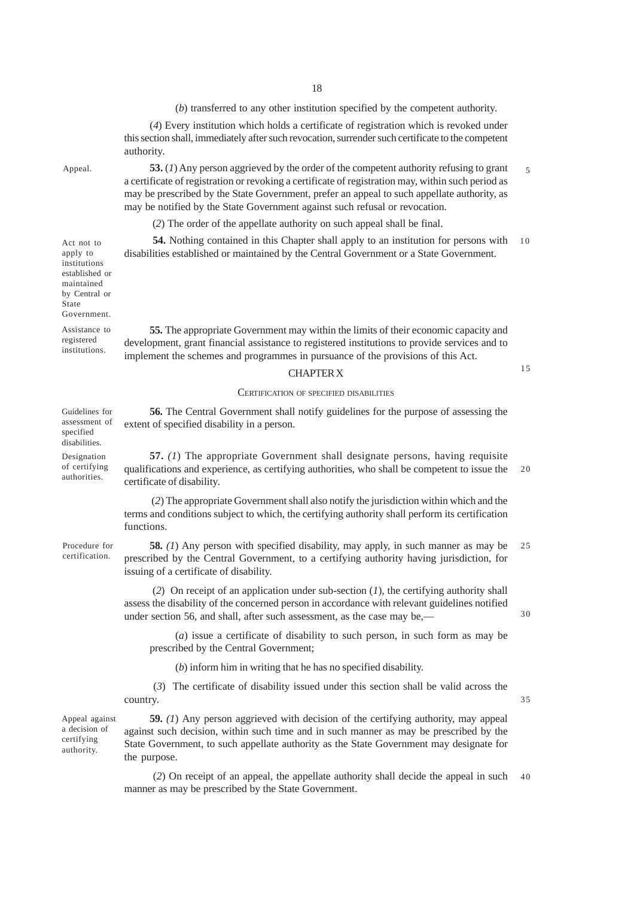(*b*) transferred to any other institution specified by the competent authority.

(*4*) Every institution which holds a certificate of registration which is revoked under this section shall, immediately after such revocation, surrender such certificate to the competent authority.

Appeal.

**53.** (*1*) Any person aggrieved by the order of the competent authority refusing to grant a certificate of registration or revoking a certificate of registration may, within such period as may be prescribed by the State Government, prefer an appeal to such appellate authority, as may be notified by the State Government against such refusal or revocation.

(*2*) The order of the appellate authority on such appeal shall be final.

Act not to apply to institutions established or maintained by Central or State Government.

**54.** Nothing contained in this Chapter shall apply to an institution for persons with disabilities established or maintained by the Central Government or a State Government.

Assistance to registered institutions.

**55.** The appropriate Government may within the limits of their economic capacity and development, grant financial assistance to registered institutions to provide services and to implement the schemes and programmes in pursuance of the provisions of this Act.

## CHAPTER X

### CERTIFICATION OF SPECIFIED DISABILITIES

Guidelines for assessment of specified disabilities.

**56.** The Central Government shall notify guidelines for the purpose of assessing the extent of specified disability in a person.

Designation of certifying authorities.

**57.** (*1*) The appropriate Government shall designate persons, having requisite qualifications and experience, as certifying authorities, who shall be competent to issue the certificate of disability.

(*2*) The appropriate Government shall also notify the jurisdiction within which and the terms and conditions subject to which, the certifying authority shall perform its certification functions.

Procedure for certification.

**58.** (*1*) Any person with specified disability, may apply, in such manner as may be prescribed by the Central Government, to a certifying authority having jurisdiction, for issuing of a certificate of disability.

(*2*) On receipt of an application under sub-section (*1*), the certifying authority shall assess the disability of the concerned person in accordance with relevant guidelines notified under section 56, and shall, after such assessment, as the case may be,—

(*a*) issue a certificate of disability to such person, in such form as may be prescribed by the Central Government;

(*b*) inform him in writing that he has no specified disability.

(*3*) The certificate of disability issued under this section shall be valid across the country.

Appeal against a decision of certifying authority.

**59.** (*1*) Any person aggrieved with decision of the certifying authority, may appeal against such decision, within such time and in such manner as may be prescribed by the State Government, to such appellate authority as the State Government may designate for the purpose.

(*2*) On receipt of an appeal, the appellate authority shall decide the appeal in such manner as may be prescribed by the State Government.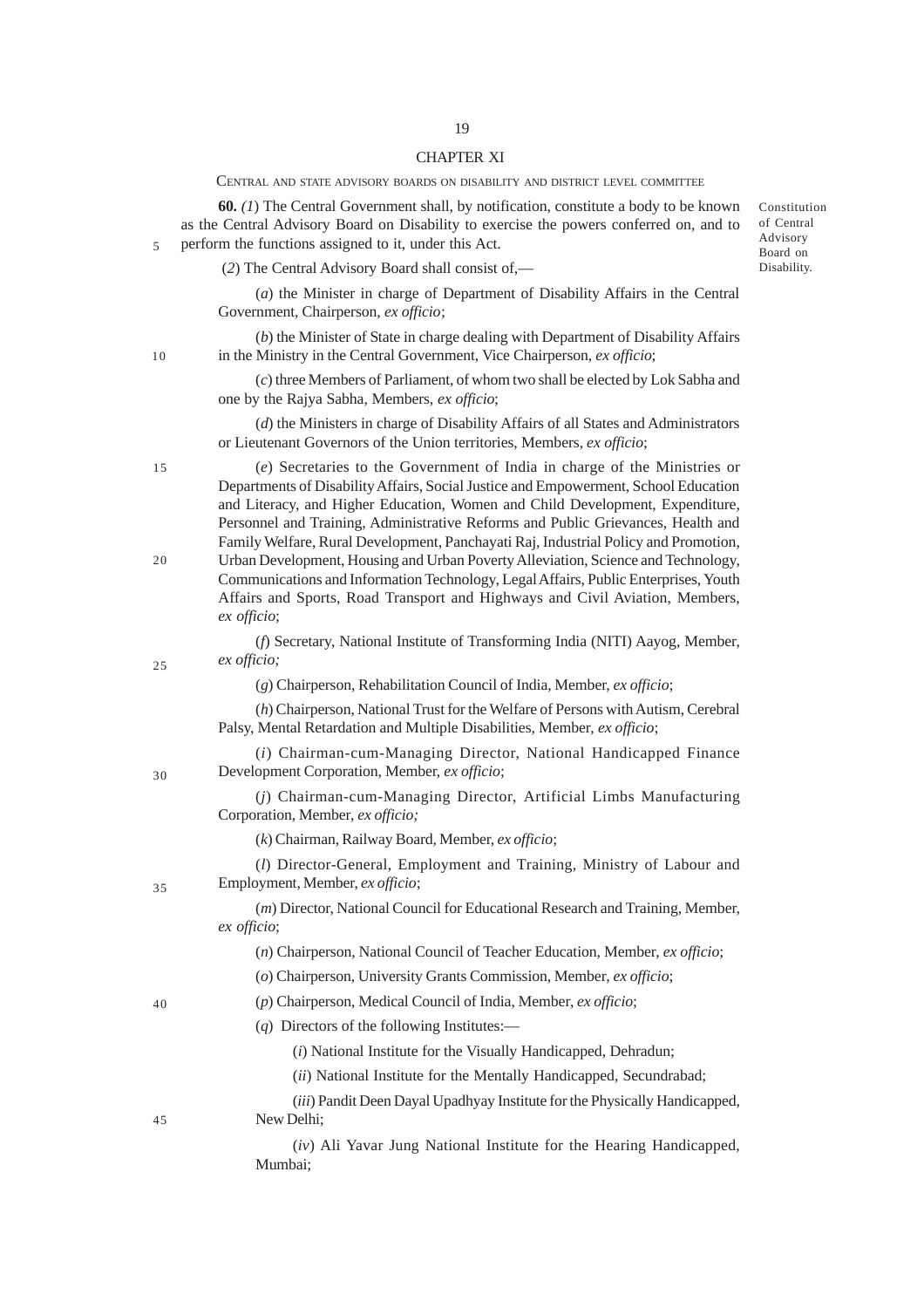## CHAPTER XI

### CENTRAL AND STATE ADVISORY BOARDS ON DISABILITY AND DISTRICT LEVEL COMMITTEE

Constitution of Central Advisory Board on Disability.

**60.** *(1)* The Central Government shall, by notification, constitute a body to be known as the Central Advisory Board on Disability to exercise the powers conferred on, and to perform the functions assigned to it, under this Act.

(*2*) The Central Advisory Board shall consist of,—

(*a*) the Minister in charge of Department of Disability Affairs in the Central Government, Chairperson, *ex officio*;

(*b*) the Minister of State in charge dealing with Department of Disability Affairs in the Ministry in the Central Government, Vice Chairperson, *ex officio*;

(*c*) three Members of Parliament, of whom two shall be elected by Lok Sabha and one by the Rajya Sabha, Members, *ex officio*;

(*d*) the Ministers in charge of Disability Affairs of all States and Administrators or Lieutenant Governors of the Union territories, Members, *ex officio*;

(*e*) Secretaries to the Government of India in charge of the Ministries or Departments of Disability Affairs, Social Justice and Empowerment, School Education and Literacy, and Higher Education, Women and Child Development, Expenditure, Personnel and Training, Administrative Reforms and Public Grievances, Health and Family Welfare, Rural Development, Panchayati Raj, Industrial Policy and Promotion, Urban Development, Housing and Urban Poverty Alleviation, Science and Technology, Communications and Information Technology, Legal Affairs, Public Enterprises, Youth Affairs and Sports, Road Transport and Highways and Civil Aviation, Members, *ex officio*;

(*f*) Secretary, National Institute of Transforming India (NITI) Aayog, Member, *ex officio;*

(*g*) Chairperson, Rehabilitation Council of India, Member, *ex officio*;

(*h*) Chairperson, National Trust for the Welfare of Persons with Autism, Cerebral Palsy, Mental Retardation and Multiple Disabilities, Member, *ex officio*;

(*i*) Chairman-cum-Managing Director, National Handicapped Finance Development Corporation, Member, *ex officio*;

(*j*) Chairman-cum-Managing Director, Artificial Limbs Manufacturing Corporation, Member, *ex officio;*

(*k*) Chairman, Railway Board, Member, *ex officio*;

(*l*) Director-General, Employment and Training, Ministry of Labour and Employment, Member, *ex officio*;

(*m*) Director, National Council for Educational Research and Training, Member, *ex officio*;

(*n*) Chairperson, National Council of Teacher Education, Member, *ex officio*;

(*o*) Chairperson, University Grants Commission, Member, *ex officio*;

(*p*) Chairperson, Medical Council of India, Member, *ex officio*;

(*q*) Directors of the following Institutes:—

(*i*) National Institute for the Visually Handicapped, Dehradun;

(*ii*) National Institute for the Mentally Handicapped, Secundrabad;

(*iii*) Pandit Deen Dayal Upadhyay Institute for the Physically Handicapped, New Delhi;

(*iv*) Ali Yavar Jung National Institute for the Hearing Handicapped, Mumbai;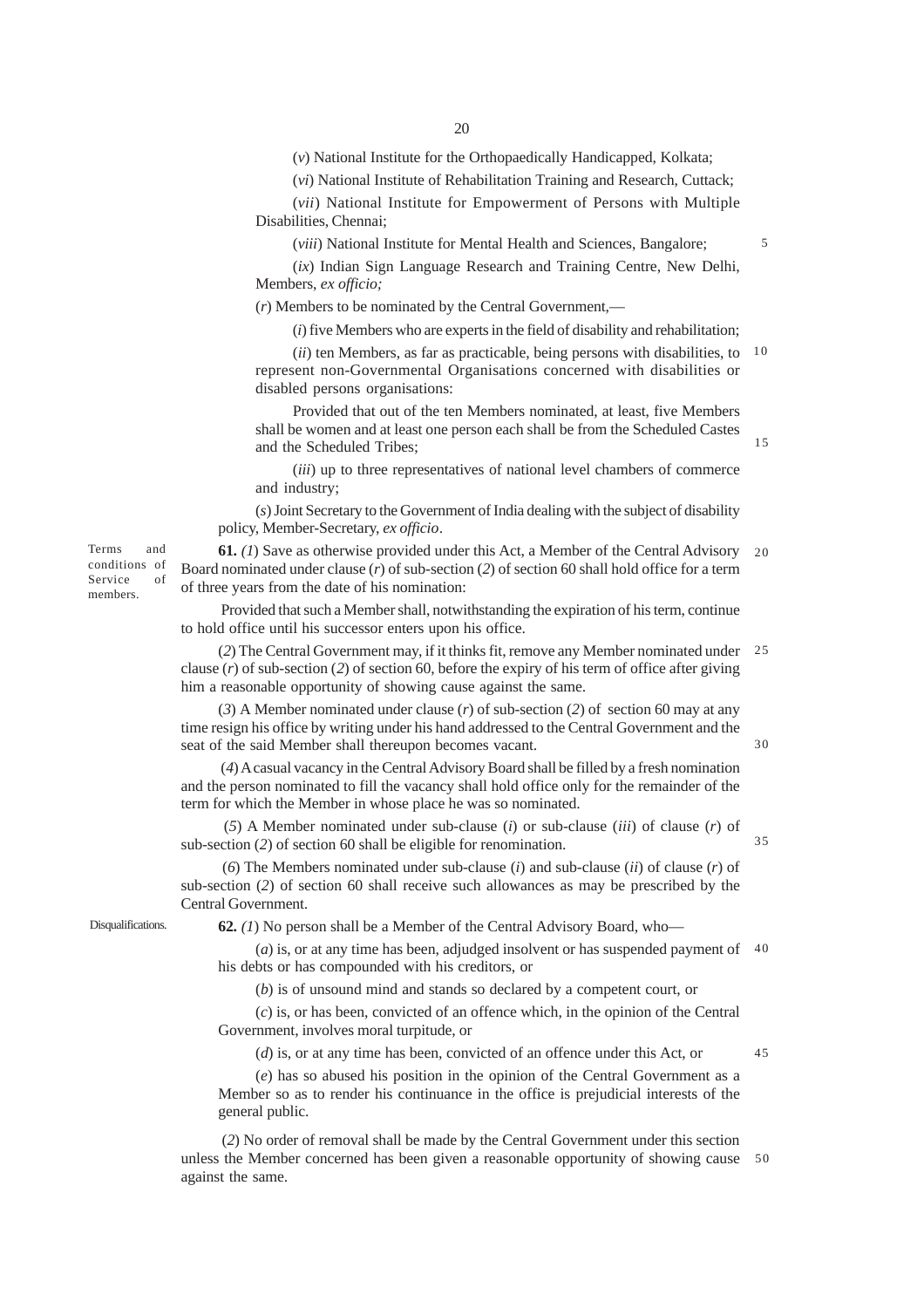(*v*) National Institute for the Orthopaedically Handicapped, Kolkata;

(*vi*) National Institute of Rehabilitation Training and Research, Cuttack;

(*vii*) National Institute for Empowerment of Persons with Multiple Disabilities, Chennai;

(*viii*) National Institute for Mental Health and Sciences, Bangalore;

(*ix*) Indian Sign Language Research and Training Centre, New Delhi, Members, *ex officio;*

(*r*) Members to be nominated by the Central Government,—

(*i*) five Members who are experts in the field of disability and rehabilitation;

(*ii*) ten Members, as far as practicable, being persons with disabilities, to represent non-Governmental Organisations concerned with disabilities or disabled persons organisations:

Provided that out of the ten Members nominated, at least, five Members shall be women and at least one person each shall be from the Scheduled Castes and the Scheduled Tribes;

(*iii*) up to three representatives of national level chambers of commerce and industry;

(*s*) Joint Secretary to the Government of India dealing with the subject of disability policy, Member-Secretary, *ex officio*.

*Terms and conditions of Service of members.*

**61.** *(1*) Save as otherwise provided under this Act, a Member of the Central Advisory Board nominated under clause (*r*) of sub-section (*2*) of section 60 shall hold office for a term of three years from the date of his nomination:

Provided that such a Member shall, notwithstanding the expiration of his term, continue to hold office until his successor enters upon his office.

(*2*) The Central Government may, if it thinks fit, remove any Member nominated under clause (*r*) of sub-section (*2*) of section 60, before the expiry of his term of office after giving him a reasonable opportunity of showing cause against the same.

(*3*) A Member nominated under clause (*r*) of sub-section (*2*) of section 60 may at any time resign his office by writing under his hand addressed to the Central Government and the seat of the said Member shall thereupon becomes vacant.

(*4*) A casual vacancy in the Central Advisory Board shall be filled by a fresh nomination and the person nominated to fill the vacancy shall hold office only for the remainder of the term for which the Member in whose place he was so nominated.

(*5*) A Member nominated under sub-clause (*i*) or sub-clause (*iii*) of clause (*r*) of sub-section (*2*) of section 60 shall be eligible for renomination.

(*6*) The Members nominated under sub-clause (*i*) and sub-clause (*ii*) of clause (*r*) of sub-section (*2*) of section 60 shall receive such allowances as may be prescribed by the Central Government.

*Disqualifications.*

**62.** *(1*) No person shall be a Member of the Central Advisory Board, who—

(*a*) is, or at any time has been, adjudged insolvent or has suspended payment of his debts or has compounded with his creditors, or

(*b*) is of unsound mind and stands so declared by a competent court, or

(*c*) is, or has been, convicted of an offence which, in the opinion of the Central Government, involves moral turpitude, or

(*d*) is, or at any time has been, convicted of an offence under this Act, or

(*e*) has so abused his position in the opinion of the Central Government as a Member so as to render his continuance in the office is prejudicial interests of the general public.

(*2*) No order of removal shall be made by the Central Government under this section unless the Member concerned has been given a reasonable opportunity of showing cause against the same.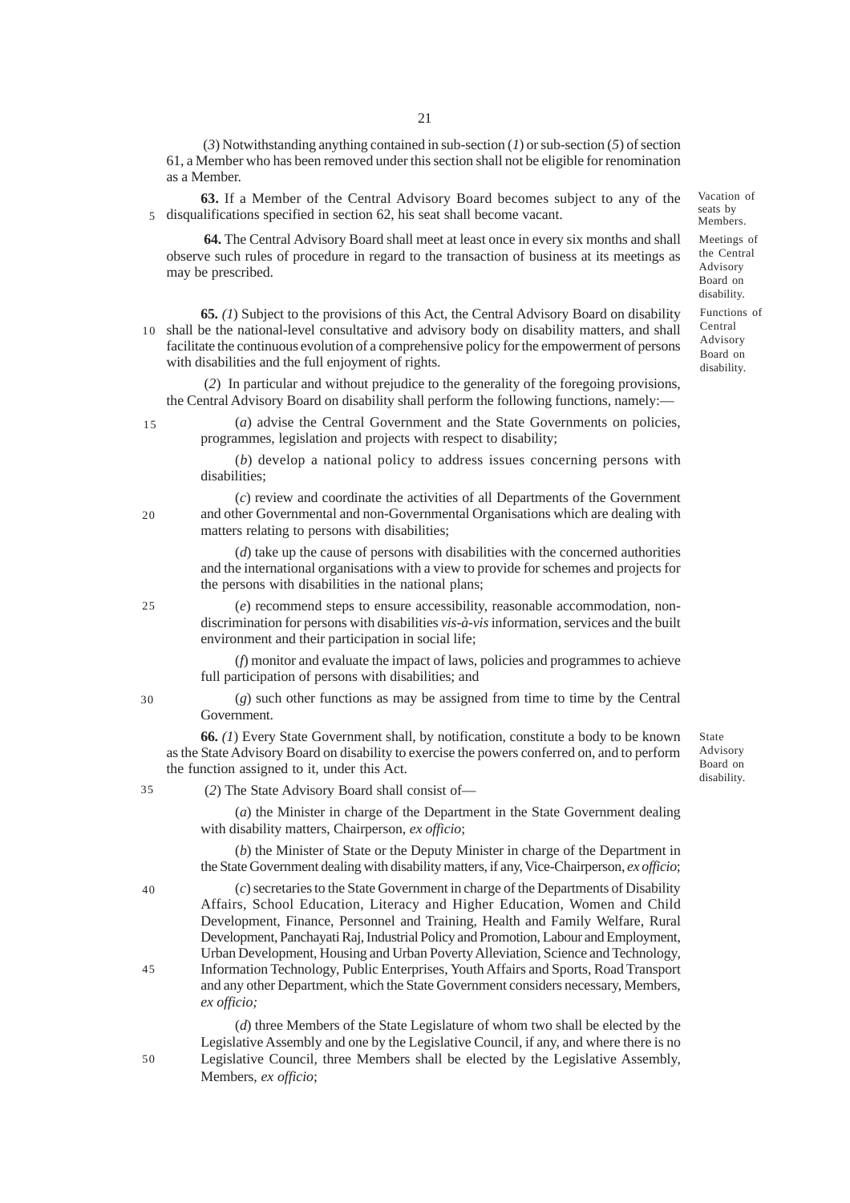(*3*) Notwithstanding anything contained in sub-section (*1*) or sub-section (*5*) of section 61, a Member who has been removed under this section shall not be eligible for renomination as a Member.

Vacation of seats by Members.

**63.** If a Member of the Central Advisory Board becomes subject to any of the disqualifications specified in section 62, his seat shall become vacant.

Meetings of the Central Advisory Board on disability.

**64.** The Central Advisory Board shall meet at least once in every six months and shall observe such rules of procedure in regard to the transaction of business at its meetings as may be prescribed.

Functions of Central Advisory Board on disability.

**65.** (*1*) Subject to the provisions of this Act, the Central Advisory Board on disability shall be the national-level consultative and advisory body on disability matters, and shall facilitate the continuous evolution of a comprehensive policy for the empowerment of persons with disabilities and the full enjoyment of rights.

(*2*) In particular and without prejudice to the generality of the foregoing provisions, the Central Advisory Board on disability shall perform the following functions, namely:—

(*a*) advise the Central Government and the State Governments on policies, programmes, legislation and projects with respect to disability;

(*b*) develop a national policy to address issues concerning persons with disabilities;

(*c*) review and coordinate the activities of all Departments of the Government and other Governmental and non-Governmental Organisations which are dealing with matters relating to persons with disabilities;

(*d*) take up the cause of persons with disabilities with the concerned authorities and the international organisations with a view to provide for schemes and projects for the persons with disabilities in the national plans;

(*e*) recommend steps to ensure accessibility, reasonable accommodation, non-discrimination for persons with disabilities *vis-à-vis* information, services and the built environment and their participation in social life;

(*f*) monitor and evaluate the impact of laws, policies and programmes to achieve full participation of persons with disabilities; and

(*g*) such other functions as may be assigned from time to time by the Central Government.

State Advisory Board on disability.

**66.** (*1*) Every State Government shall, by notification, constitute a body to be known as the State Advisory Board on disability to exercise the powers conferred on, and to perform the function assigned to it, under this Act.

(*2*) The State Advisory Board shall consist of—

(*a*) the Minister in charge of the Department in the State Government dealing with disability matters, Chairperson, *ex officio*;

(*b*) the Minister of State or the Deputy Minister in charge of the Department in the State Government dealing with disability matters, if any, Vice-Chairperson, *ex officio*;

(*c*) secretaries to the State Government in charge of the Departments of Disability Affairs, School Education, Literacy and Higher Education, Women and Child Development, Finance, Personnel and Training, Health and Family Welfare, Rural Development, Panchayati Raj, Industrial Policy and Promotion, Labour and Employment, Urban Development, Housing and Urban Poverty Alleviation, Science and Technology, Information Technology, Public Enterprises, Youth Affairs and Sports, Road Transport and any other Department, which the State Government considers necessary, Members, *ex officio;*

(*d*) three Members of the State Legislature of whom two shall be elected by the Legislative Assembly and one by the Legislative Council, if any, and where there is no Legislative Council, three Members shall be elected by the Legislative Assembly, Members, *ex officio*;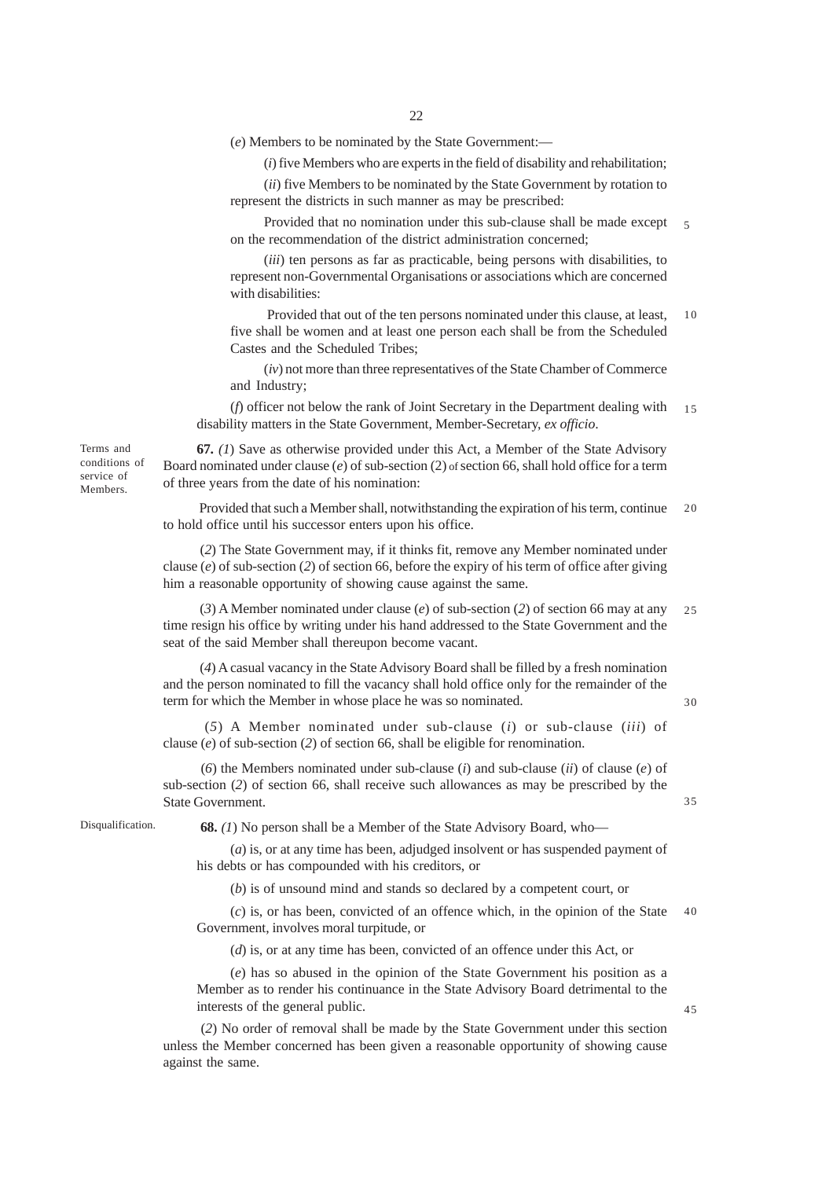(*e*) Members to be nominated by the State Government:—

(*i*) five Members who are experts in the field of disability and rehabilitation;

(*ii*) five Members to be nominated by the State Government by rotation to represent the districts in such manner as may be prescribed:

Provided that no nomination under this sub-clause shall be made except on the recommendation of the district administration concerned;

(*iii*) ten persons as far as practicable, being persons with disabilities, to represent non-Governmental Organisations or associations which are concerned with disabilities:

Provided that out of the ten persons nominated under this clause, at least, five shall be women and at least one person each shall be from the Scheduled Castes and the Scheduled Tribes;

(*iv*) not more than three representatives of the State Chamber of Commerce and Industry;

(*f*) officer not below the rank of Joint Secretary in the Department dealing with disability matters in the State Government, Member-Secretary, *ex officio*.

Terms and conditions of service of Members.

**67.** (*1*) Save as otherwise provided under this Act, a Member of the State Advisory Board nominated under clause (*e*) of sub-section (2) of section 66, shall hold office for a term of three years from the date of his nomination:

Provided that such a Member shall, notwithstanding the expiration of his term, continue to hold office until his successor enters upon his office.

(*2*) The State Government may, if it thinks fit, remove any Member nominated under clause (*e*) of sub-section (*2*) of section 66, before the expiry of his term of office after giving him a reasonable opportunity of showing cause against the same.

(*3*) A Member nominated under clause (*e*) of sub-section (*2*) of section 66 may at any time resign his office by writing under his hand addressed to the State Government and the seat of the said Member shall thereupon become vacant.

(*4*) A casual vacancy in the State Advisory Board shall be filled by a fresh nomination and the person nominated to fill the vacancy shall hold office only for the remainder of the term for which the Member in whose place he was so nominated.

(*5*) A Member nominated under sub-clause (*i*) or sub-clause (*iii*) of clause (*e*) of sub-section (*2*) of section 66, shall be eligible for renomination.

(*6*) the Members nominated under sub-clause (*i*) and sub-clause (*ii*) of clause (*e*) of sub-section (*2*) of section 66, shall receive such allowances as may be prescribed by the State Government.

Disqualification.

**68.** (*1*) No person shall be a Member of the State Advisory Board, who—

(*a*) is, or at any time has been, adjudged insolvent or has suspended payment of his debts or has compounded with his creditors, or

(*b*) is of unsound mind and stands so declared by a competent court, or

(*c*) is, or has been, convicted of an offence which, in the opinion of the State Government, involves moral turpitude, or

(*d*) is, or at any time has been, convicted of an offence under this Act, or

(*e*) has so abused in the opinion of the State Government his position as a Member as to render his continuance in the State Advisory Board detrimental to the interests of the general public.

(*2*) No order of removal shall be made by the State Government under this section unless the Member concerned has been given a reasonable opportunity of showing cause against the same.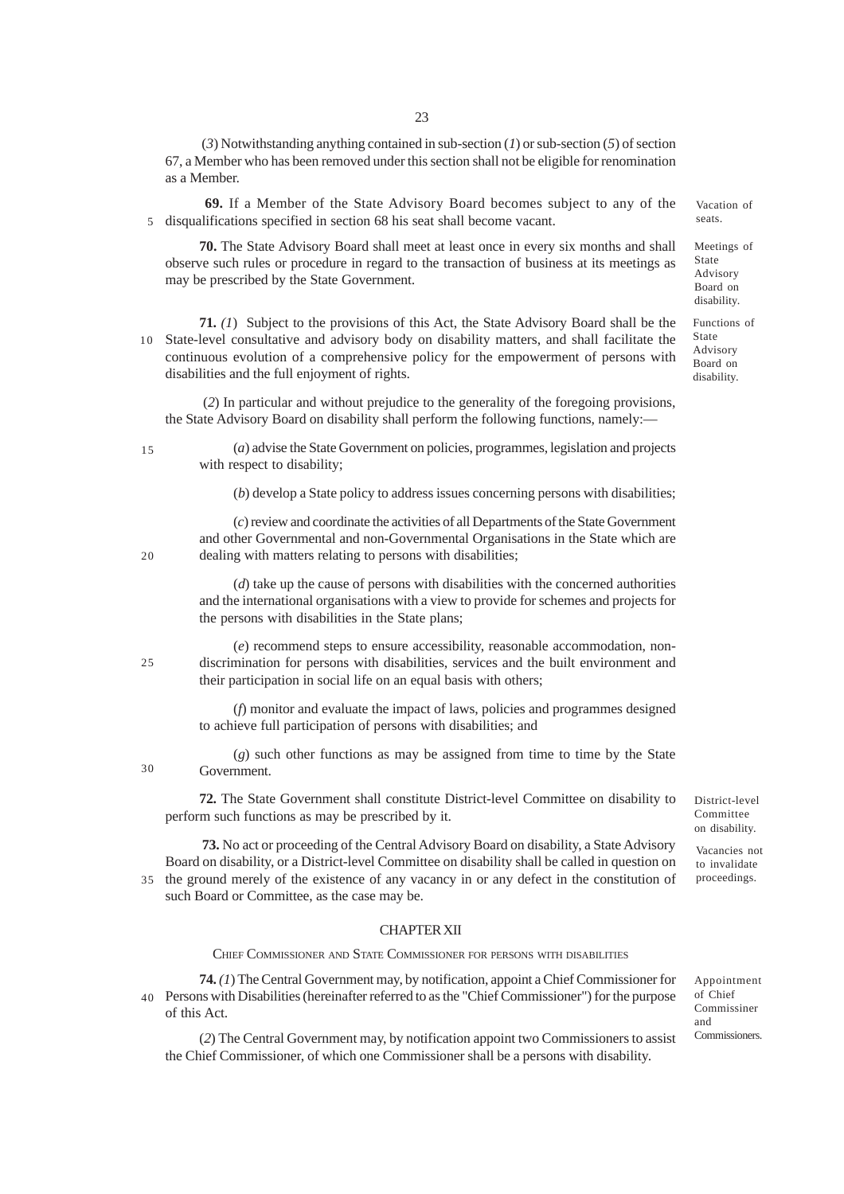(*3*) Notwithstanding anything contained in sub-section (*1*) or sub-section (*5*) of section 67, a Member who has been removed under this section shall not be eligible for renomination as a Member.

Vacation of seats.

**69.** If a Member of the State Advisory Board becomes subject to any of the disqualifications specified in section 68 his seat shall become vacant.

Meetings of State Advisory Board on disability.

**70.** The State Advisory Board shall meet at least once in every six months and shall observe such rules or procedure in regard to the transaction of business at its meetings as may be prescribed by the State Government.

Functions of State Advisory Board on disability.

**71.** (*1*) Subject to the provisions of this Act, the State Advisory Board shall be the State-level consultative and advisory body on disability matters, and shall facilitate the continuous evolution of a comprehensive policy for the empowerment of persons with disabilities and the full enjoyment of rights.

(*2*) In particular and without prejudice to the generality of the foregoing provisions, the State Advisory Board on disability shall perform the following functions, namely:—

(*a*) advise the State Government on policies, programmes, legislation and projects with respect to disability;

(*b*) develop a State policy to address issues concerning persons with disabilities;

(*c*) review and coordinate the activities of all Departments of the State Government and other Governmental and non-Governmental Organisations in the State which are dealing with matters relating to persons with disabilities;

(*d*) take up the cause of persons with disabilities with the concerned authorities and the international organisations with a view to provide for schemes and projects for the persons with disabilities in the State plans;

(*e*) recommend steps to ensure accessibility, reasonable accommodation, non-discrimination for persons with disabilities, services and the built environment and their participation in social life on an equal basis with others;

(*f*) monitor and evaluate the impact of laws, policies and programmes designed to achieve full participation of persons with disabilities; and

(*g*) such other functions as may be assigned from time to time by the State Government.

District-level Committee on disability.

**72.** The State Government shall constitute District-level Committee on disability to perform such functions as may be prescribed by it.

Vacancies not to invalidate proceedings.

**73.** No act or proceeding of the Central Advisory Board on disability, a State Advisory Board on disability, or a District-level Committee on disability shall be called in question on the ground merely of the existence of any vacancy in or any defect in the constitution of such Board or Committee, as the case may be.

## CHAPTER XII

### CHIEF COMMISSIONER AND STATE COMMISSIONER FOR PERSONS WITH DISABILITIES

Appointment of Chief Commissiner and Commissioners.

**74.** (*1*) The Central Government may, by notification, appoint a Chief Commissioner for Persons with Disabilities (hereinafter referred to as the "Chief Commissioner") for the purpose of this Act.

(*2*) The Central Government may, by notification appoint two Commissioners to assist the Chief Commissioner, of which one Commissioner shall be a persons with disability.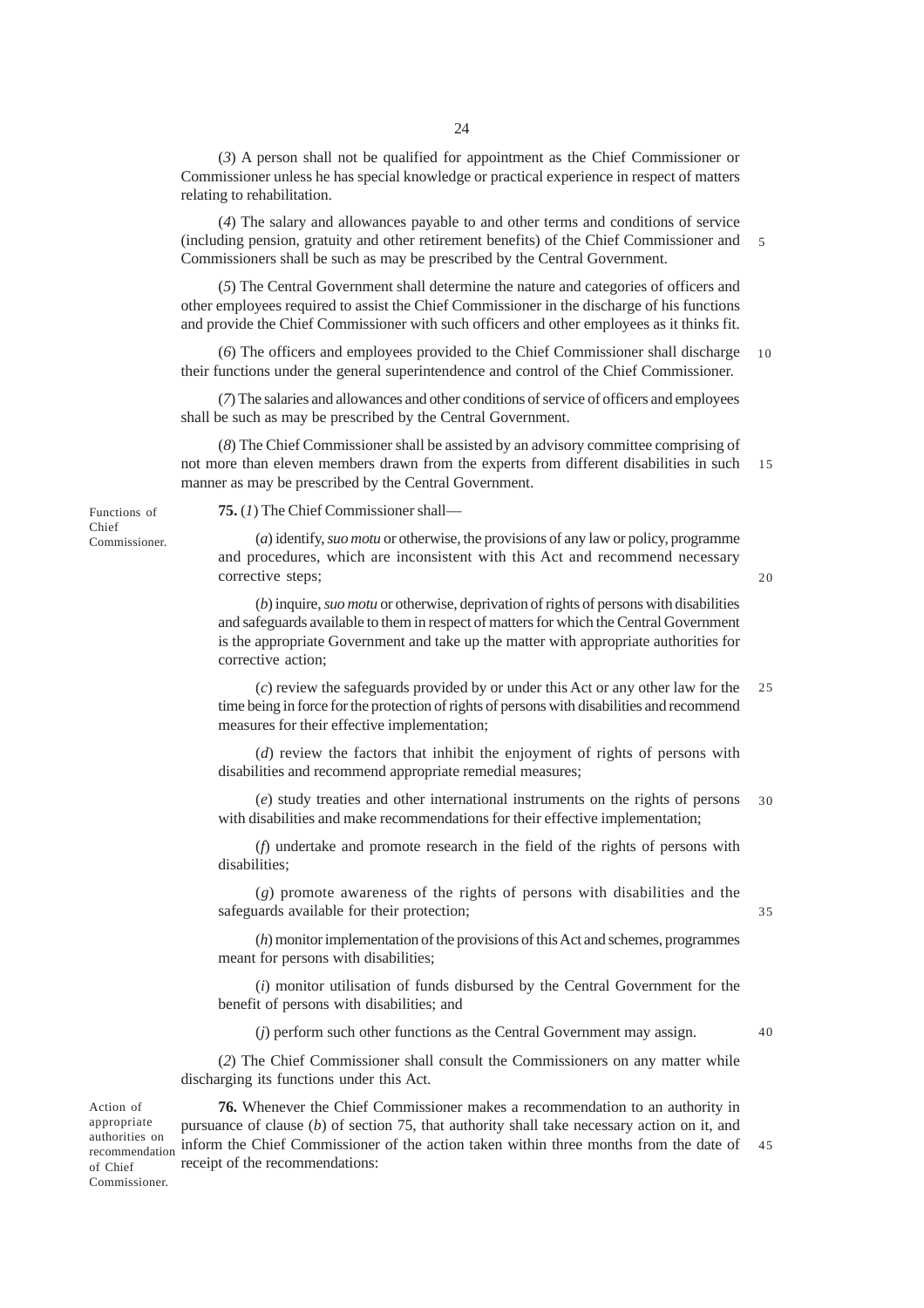(*3*) A person shall not be qualified for appointment as the Chief Commissioner or Commissioner unless he has special knowledge or practical experience in respect of matters relating to rehabilitation.

(*4*) The salary and allowances payable to and other terms and conditions of service (including pension, gratuity and other retirement benefits) of the Chief Commissioner and Commissioners shall be such as may be prescribed by the Central Government.

(*5*) The Central Government shall determine the nature and categories of officers and other employees required to assist the Chief Commissioner in the discharge of his functions and provide the Chief Commissioner with such officers and other employees as it thinks fit.

(*6*) The officers and employees provided to the Chief Commissioner shall discharge their functions under the general superintendence and control of the Chief Commissioner.

(*7*) The salaries and allowances and other conditions of service of officers and employees shall be such as may be prescribed by the Central Government.

(*8*) The Chief Commissioner shall be assisted by an advisory committee comprising of not more than eleven members drawn from the experts from different disabilities in such manner as may be prescribed by the Central Government.

Functions of Chief Commissioner.

**75.** (*1*) The Chief Commissioner shall—

(*a*) identify, *suo motu* or otherwise, the provisions of any law or policy, programme and procedures, which are inconsistent with this Act and recommend necessary corrective steps;

(*b*) inquire, *suo motu* or otherwise, deprivation of rights of persons with disabilities and safeguards available to them in respect of matters for which the Central Government is the appropriate Government and take up the matter with appropriate authorities for corrective action;

(*c*) review the safeguards provided by or under this Act or any other law for the time being in force for the protection of rights of persons with disabilities and recommend measures for their effective implementation;

(*d*) review the factors that inhibit the enjoyment of rights of persons with disabilities and recommend appropriate remedial measures;

(*e*) study treaties and other international instruments on the rights of persons with disabilities and make recommendations for their effective implementation;

(*f*) undertake and promote research in the field of the rights of persons with disabilities;

(*g*) promote awareness of the rights of persons with disabilities and the safeguards available for their protection;

(*h*) monitor implementation of the provisions of this Act and schemes, programmes meant for persons with disabilities;

(*i*) monitor utilisation of funds disbursed by the Central Government for the benefit of persons with disabilities; and

(*j*) perform such other functions as the Central Government may assign.

(*2*) The Chief Commissioner shall consult the Commissioners on any matter while discharging its functions under this Act.

Action of appropriate authorities on recommendation of Chief Commissioner.

**76.** Whenever the Chief Commissioner makes a recommendation to an authority in pursuance of clause (*b*) of section 75, that authority shall take necessary action on it, and inform the Chief Commissioner of the action taken within three months from the date of receipt of the recommendations: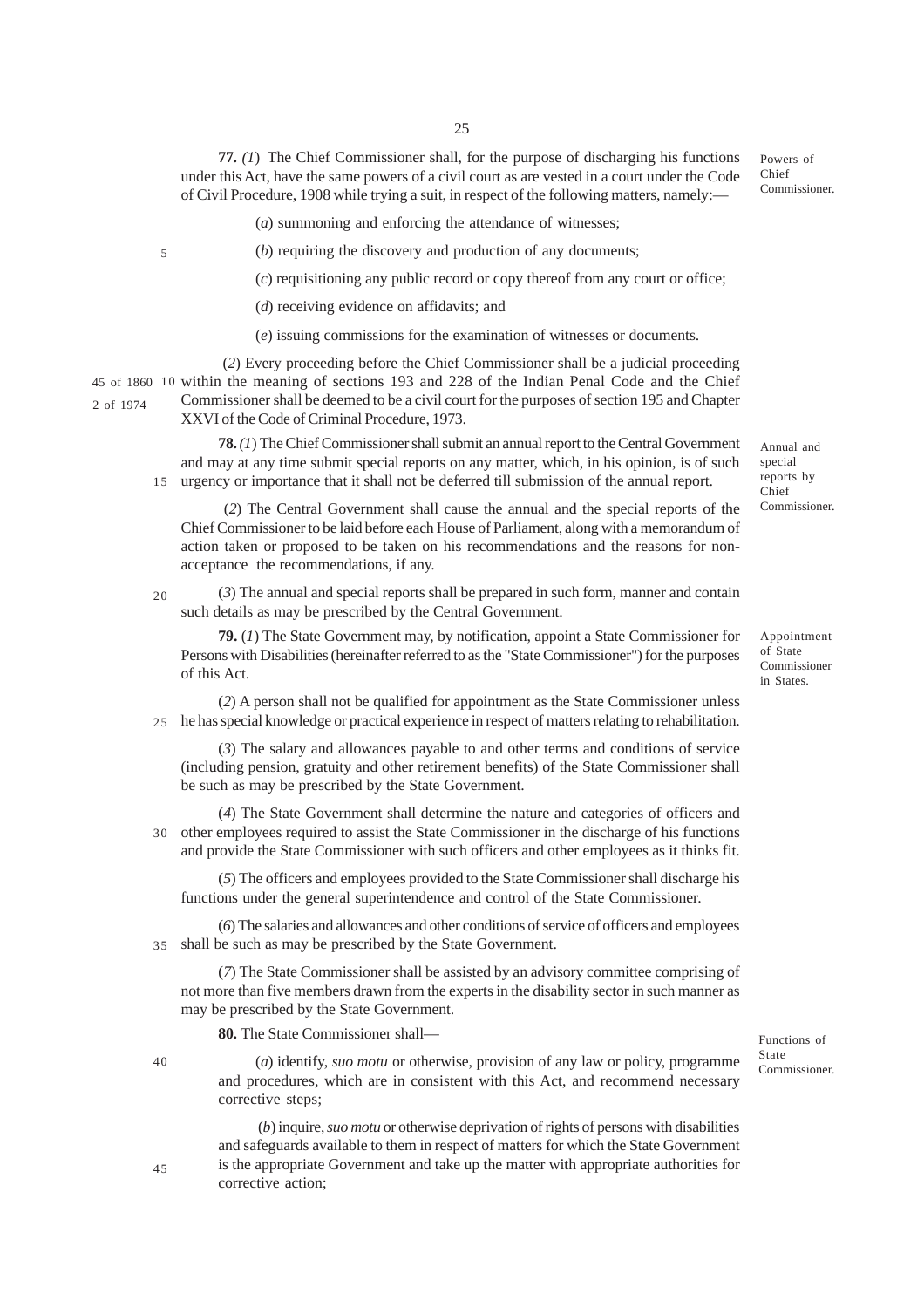**77.** *(1*) The Chief Commissioner shall, for the purpose of discharging his functions under this Act, have the same powers of a civil court as are vested in a court under the Code of Civil Procedure, 1908 while trying a suit, in respect of the following matters, namely:—

Powers of Chief Commissioner.

(*a*) summoning and enforcing the attendance of witnesses;

(*b*) requiring the discovery and production of any documents;

(*c*) requisitioning any public record or copy thereof from any court or office;

(*d*) receiving evidence on affidavits; and

(*e*) issuing commissions for the examination of witnesses or documents.

(*2*) Every proceeding before the Chief Commissioner shall be a judicial proceeding within the meaning of sections 193 and 228 of the Indian Penal Code and the Chief Commissioner shall be deemed to be a civil court for the purposes of section 195 and Chapter XXVI of the Code of Criminal Procedure, 1973.

45 of 1860

2 of 1974

**78.** *(1*) The Chief Commissioner shall submit an annual report to the Central Government and may at any time submit special reports on any matter, which, in his opinion, is of such urgency or importance that it shall not be deferred till submission of the annual report.

Annual and special reports by Chief Commissioner.

(*2*) The Central Government shall cause the annual and the special reports of the Chief Commissioner to be laid before each House of Parliament, along with a memorandum of action taken or proposed to be taken on his recommendations and the reasons for non-acceptance the recommendations, if any.

(*3*) The annual and special reports shall be prepared in such form, manner and contain such details as may be prescribed by the Central Government.

**79.** (*1*) The State Government may, by notification, appoint a State Commissioner for Persons with Disabilities (hereinafter referred to as the "State Commissioner") for the purposes of this Act.

Appointment of State Commissioner in States.

(*2*) A person shall not be qualified for appointment as the State Commissioner unless he has special knowledge or practical experience in respect of matters relating to rehabilitation.

(*3*) The salary and allowances payable to and other terms and conditions of service (including pension, gratuity and other retirement benefits) of the State Commissioner shall be such as may be prescribed by the State Government.

(*4*) The State Government shall determine the nature and categories of officers and other employees required to assist the State Commissioner in the discharge of his functions and provide the State Commissioner with such officers and other employees as it thinks fit.

(*5*) The officers and employees provided to the State Commissioner shall discharge his functions under the general superintendence and control of the State Commissioner.

(*6*) The salaries and allowances and other conditions of service of officers and employees shall be such as may be prescribed by the State Government.

(*7*) The State Commissioner shall be assisted by an advisory committee comprising of not more than five members drawn from the experts in the disability sector in such manner as may be prescribed by the State Government.

**80.** The State Commissioner shall—

Functions of State Commissioner.

(*a*) identify, *suo motu* or otherwise, provision of any law or policy, programme and procedures, which are in consistent with this Act, and recommend necessary corrective steps;

(*b*) inquire, *suo motu* or otherwise deprivation of rights of persons with disabilities and safeguards available to them in respect of matters for which the State Government is the appropriate Government and take up the matter with appropriate authorities for corrective action;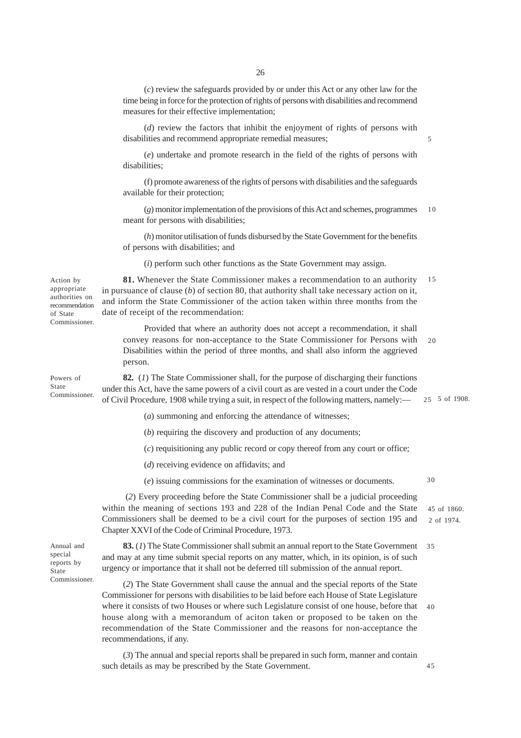(*c*) review the safeguards provided by or under this Act or any other law for the time being in force for the protection of rights of persons with disabilities and recommend measures for their effective implementation;

(*d*) review the factors that inhibit the enjoyment of rights of persons with disabilities and recommend appropriate remedial measures;

(*e*) undertake and promote research in the field of the rights of persons with disabilities;

(f) promote awareness of the rights of persons with disabilities and the safeguards available for their protection;

(*g*) monitor implementation of the provisions of this Act and schemes, programmes meant for persons with disabilities;

(*h*) monitor utilisation of funds disbursed by the State Government for the benefits of persons with disabilities; and

(*i*) perform such other functions as the State Government may assign.

*Action by appropriate authorities on recommendation of State Commissioner.*

**81.** Whenever the State Commissioner makes a recommendation to an authority in pursuance of clause (*b*) of section 80, that authority shall take necessary action on it, and inform the State Commissioner of the action taken within three months from the date of receipt of the recommendation:

Provided that where an authority does not accept a recommendation, it shall convey reasons for non-acceptance to the State Commissioner for Persons with Disabilities within the period of three months, and shall also inform the aggrieved person.

*Powers of State Commissioner.*

**82.** (*1*) The State Commissioner shall, for the purpose of discharging their functions under this Act, have the same powers of a civil court as are vested in a court under the Code of Civil Procedure, 1908 while trying a suit, in respect of the following matters, namely:— *(5 of 1908.)*

(*a*) summoning and enforcing the attendance of witnesses;

(*b*) requiring the discovery and production of any documents;

(*c*) requisitioning any public record or copy thereof from any court or office;

(*d*) receiving evidence on affidavits; and

(*e*) issuing commissions for the examination of witnesses or documents.

(*2*) Every proceeding before the State Commissioner shall be a judicial proceeding within the meaning of sections 193 and 228 of the Indian Penal Code and the State Commissioners shall be deemed to be a civil court for the purposes of section 195 and Chapter XXVI of the Code of Criminal Procedure, 1973. *(45 of 1860. 2 of 1974.)*

*Annual and special reports by State Commissioner.*

**83.** (*1*) The State Commissioner shall submit an annual report to the State Government and may at any time submit special reports on any matter, which, in its opinion, is of such urgency or importance that it shall not be deferred till submission of the annual report.

(*2*) The State Government shall cause the annual and the special reports of the State Commissioner for persons with disabilities to be laid before each House of State Legislature where it consists of two Houses or where such Legislature consist of one house, before that house along with a memorandum of aciton taken or proposed to be taken on the recommendation of the State Commissioner and the reasons for non-acceptance the recommendations, if any.

(*3*) The annual and special reports shall be prepared in such form, manner and contain such details as may be prescribed by the State Government.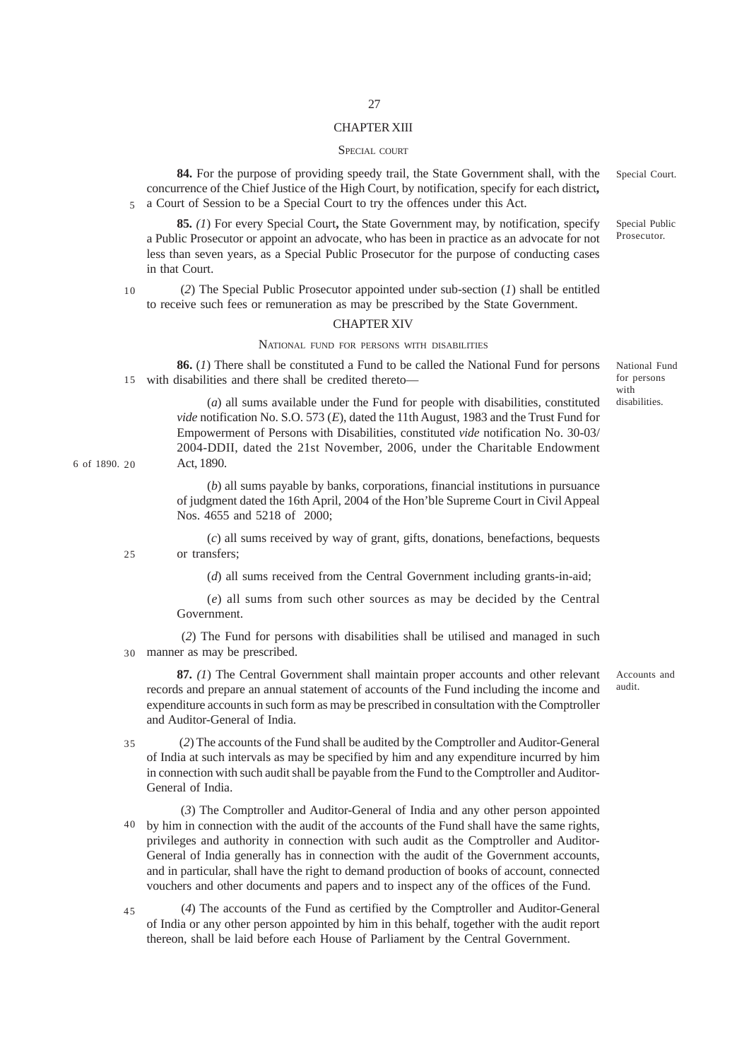## CHAPTER XIII

### SPECIAL COURT

Special Court.

**84.** For the purpose of providing speedy trail, the State Government shall, with the concurrence of the Chief Justice of the High Court, by notification, specify for each district**,** a Court of Session to be a Special Court to try the offences under this Act.

Special Public Prosecutor.

**85.** *(1*) For every Special Court**,** the State Government may, by notification, specify a Public Prosecutor or appoint an advocate, who has been in practice as an advocate for not less than seven years, as a Special Public Prosecutor for the purpose of conducting cases in that Court.

(*2*) The Special Public Prosecutor appointed under sub-section (*1*) shall be entitled to receive such fees or remuneration as may be prescribed by the State Government.

## CHAPTER XIV

### NATIONAL FUND FOR PERSONS WITH DISABILITIES

National Fund for persons with disabilities.

**86.** (*1*) There shall be constituted a Fund to be called the National Fund for persons with disabilities and there shall be credited thereto—

(*a*) all sums available under the Fund for people with disabilities, constituted *vide* notification No. S.O. 573 (*E*), dated the 11th August, 1983 and the Trust Fund for Empowerment of Persons with Disabilities, constituted *vide* notification No. 30-03/2004-DDII, dated the 21st November, 2006, under the Charitable Endowment Act, 1890.

6 of 1890.

(*b*) all sums payable by banks, corporations, financial institutions in pursuance of judgment dated the 16th April, 2004 of the Hon'ble Supreme Court in Civil Appeal Nos. 4655 and 5218 of 2000;

(*c*) all sums received by way of grant, gifts, donations, benefactions, bequests or transfers;

(*d*) all sums received from the Central Government including grants-in-aid;

(*e*) all sums from such other sources as may be decided by the Central Government.

(*2*) The Fund for persons with disabilities shall be utilised and managed in such manner as may be prescribed.

Accounts and audit.

**87.** *(1*) The Central Government shall maintain proper accounts and other relevant records and prepare an annual statement of accounts of the Fund including the income and expenditure accounts in such form as may be prescribed in consultation with the Comptroller and Auditor-General of India.

(*2*) The accounts of the Fund shall be audited by the Comptroller and Auditor-General of India at such intervals as may be specified by him and any expenditure incurred by him in connection with such audit shall be payable from the Fund to the Comptroller and Auditor-General of India.

(*3*) The Comptroller and Auditor-General of India and any other person appointed by him in connection with the audit of the accounts of the Fund shall have the same rights, privileges and authority in connection with such audit as the Comptroller and Auditor-General of India generally has in connection with the audit of the Government accounts, and in particular, shall have the right to demand production of books of account, connected vouchers and other documents and papers and to inspect any of the offices of the Fund.

(*4*) The accounts of the Fund as certified by the Comptroller and Auditor-General of India or any other person appointed by him in this behalf, together with the audit report thereon, shall be laid before each House of Parliament by the Central Government.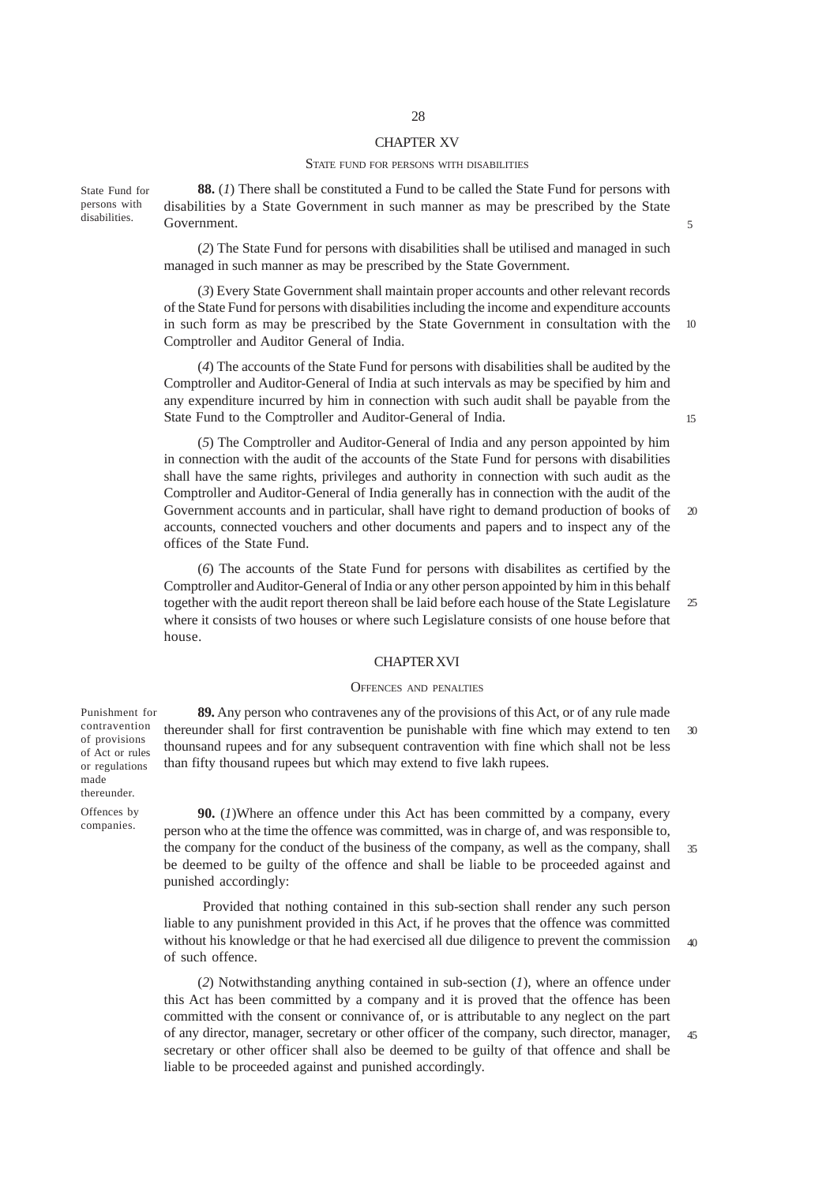# CHAPTER XV

## STATE FUND FOR PERSONS WITH DISABILITIES

State Fund for persons with disabilities.

**88.** (*1*) There shall be constituted a Fund to be called the State Fund for persons with disabilities by a State Government in such manner as may be prescribed by the State Government.

(*2*) The State Fund for persons with disabilities shall be utilised and managed in such managed in such manner as may be prescribed by the State Government.

(*3*) Every State Government shall maintain proper accounts and other relevant records of the State Fund for persons with disabilities including the income and expenditure accounts in such form as may be prescribed by the State Government in consultation with the Comptroller and Auditor General of India.

(*4*) The accounts of the State Fund for persons with disabilities shall be audited by the Comptroller and Auditor-General of India at such intervals as may be specified by him and any expenditure incurred by him in connection with such audit shall be payable from the State Fund to the Comptroller and Auditor-General of India.

(*5*) The Comptroller and Auditor-General of India and any person appointed by him in connection with the audit of the accounts of the State Fund for persons with disabilities shall have the same rights, privileges and authority in connection with such audit as the Comptroller and Auditor-General of India generally has in connection with the audit of the Government accounts and in particular, shall have right to demand production of books of accounts, connected vouchers and other documents and papers and to inspect any of the offices of the State Fund.

(*6*) The accounts of the State Fund for persons with disabilites as certified by the Comptroller and Auditor-General of India or any other person appointed by him in this behalf together with the audit report thereon shall be laid before each house of the State Legislature where it consists of two houses or where such Legislature consists of one house before that house.

# CHAPTER XVI

## OFFENCES AND PENALTIES

Punishment for contravention of provisions of Act or rules or regulations made thereunder.

**89.** Any person who contravenes any of the provisions of this Act, or of any rule made thereunder shall for first contravention be punishable with fine which may extend to ten thounsand rupees and for any subsequent contravention with fine which shall not be less than fifty thousand rupees but which may extend to five lakh rupees.

Offences by companies.

**90.** (*1*)Where an offence under this Act has been committed by a company, every person who at the time the offence was committed, was in charge of, and was responsible to, the company for the conduct of the business of the company, as well as the company, shall be deemed to be guilty of the offence and shall be liable to be proceeded against and punished accordingly:

Provided that nothing contained in this sub-section shall render any such person liable to any punishment provided in this Act, if he proves that the offence was committed without his knowledge or that he had exercised all due diligence to prevent the commission of such offence.

(*2*) Notwithstanding anything contained in sub-section (*1*), where an offence under this Act has been committed by a company and it is proved that the offence has been committed with the consent or connivance of, or is attributable to any neglect on the part of any director, manager, secretary or other officer of the company, such director, manager, secretary or other officer shall also be deemed to be guilty of that offence and shall be liable to be proceeded against and punished accordingly.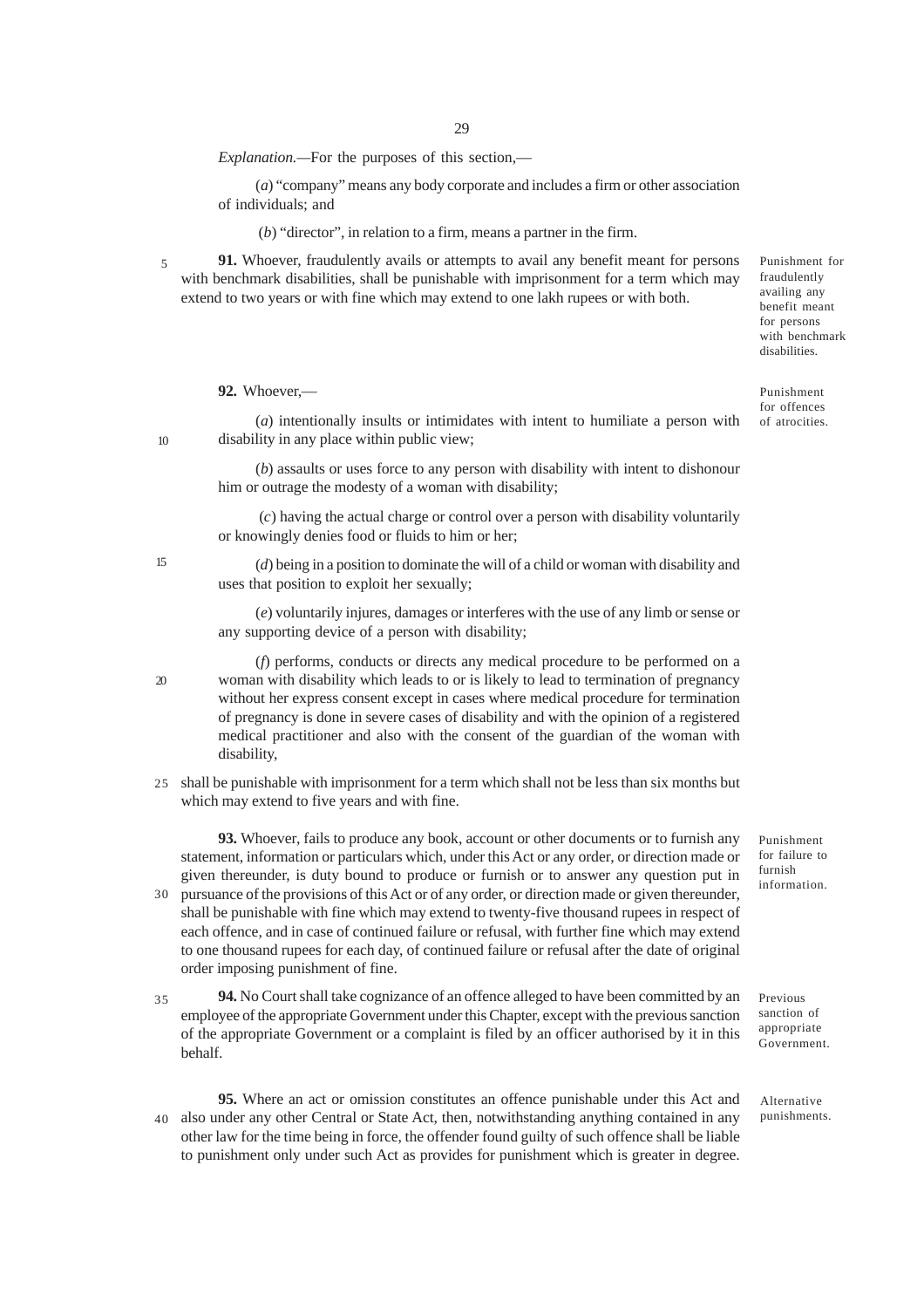*Explanation.*—For the purposes of this section,—

(*a*) "company" means any body corporate and includes a firm or other association of individuals; and

(*b*) "director", in relation to a firm, means a partner in the firm.

**91.** Whoever, fraudulently avails or attempts to avail any benefit meant for persons with benchmark disabilities, shall be punishable with imprisonment for a term which may extend to two years or with fine which may extend to one lakh rupees or with both.

*Punishment for fraudulently availing any benefit meant for persons with benchmark disabilities.*

**92.** Whoever,—

*Punishment for offences of atrocities.*

(*a*) intentionally insults or intimidates with intent to humiliate a person with disability in any place within public view;

(*b*) assaults or uses force to any person with disability with intent to dishonour him or outrage the modesty of a woman with disability;

(*c*) having the actual charge or control over a person with disability voluntarily or knowingly denies food or fluids to him or her;

(*d*) being in a position to dominate the will of a child or woman with disability and uses that position to exploit her sexually;

(*e*) voluntarily injures, damages or interferes with the use of any limb or sense or any supporting device of a person with disability;

(*f*) performs, conducts or directs any medical procedure to be performed on a woman with disability which leads to or is likely to lead to termination of pregnancy without her express consent except in cases where medical procedure for termination of pregnancy is done in severe cases of disability and with the opinion of a registered medical practitioner and also with the consent of the guardian of the woman with disability,

shall be punishable with imprisonment for a term which shall not be less than six months but which may extend to five years and with fine.

**93.** Whoever, fails to produce any book, account or other documents or to furnish any statement, information or particulars which, under this Act or any order, or direction made or given thereunder, is duty bound to produce or furnish or to answer any question put in pursuance of the provisions of this Act or of any order, or direction made or given thereunder, shall be punishable with fine which may extend to twenty-five thousand rupees in respect of each offence, and in case of continued failure or refusal, with further fine which may extend to one thousand rupees for each day, of continued failure or refusal after the date of original order imposing punishment of fine.

*Punishment for failure to furnish information.*

**94.** No Court shall take cognizance of an offence alleged to have been committed by an employee of the appropriate Government under this Chapter, except with the previous sanction of the appropriate Government or a complaint is filed by an officer authorised by it in this behalf.

*Previous sanction of appropriate Government.*

**95.** Where an act or omission constitutes an offence punishable under this Act and also under any other Central or State Act, then, notwithstanding anything contained in any other law for the time being in force, the offender found guilty of such offence shall be liable to punishment only under such Act as provides for punishment which is greater in degree.

*Alternative punishments.*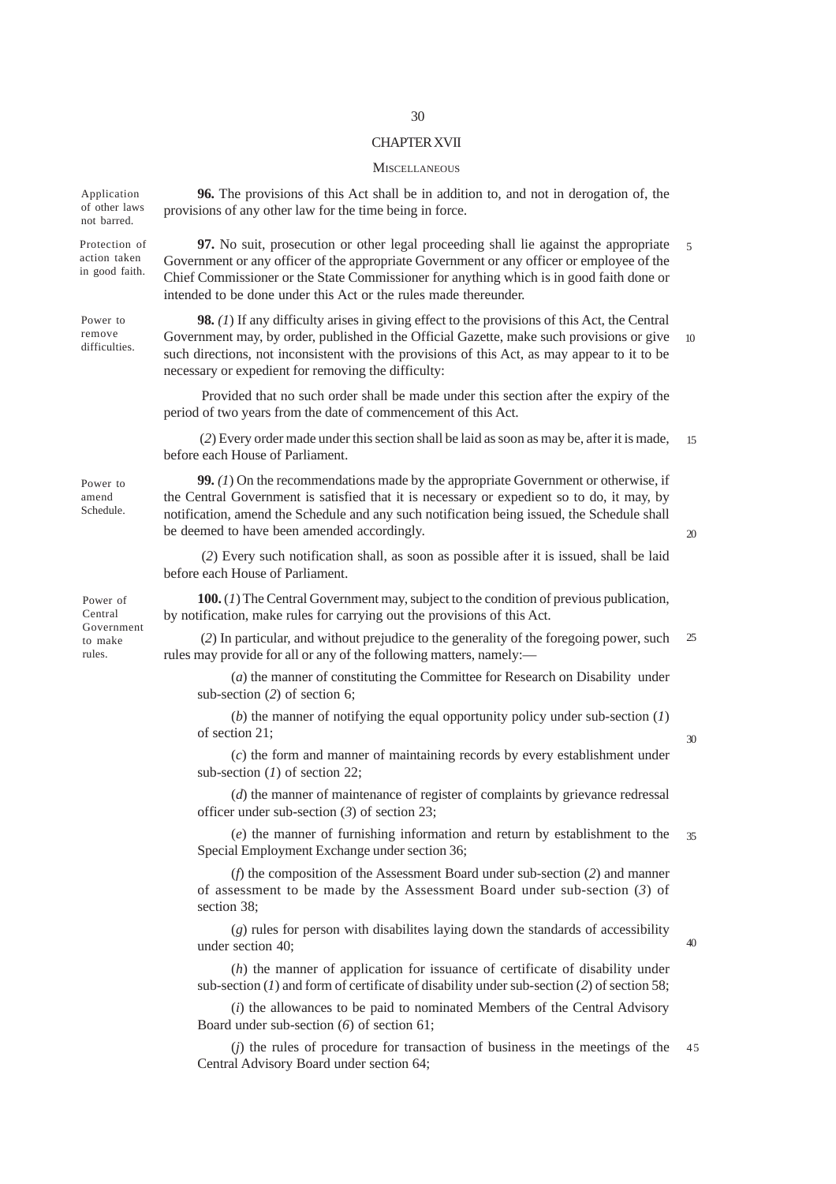## CHAPTER XVII

### MISCELLANEOUS

Application of other laws not barred.

**96.** The provisions of this Act shall be in addition to, and not in derogation of, the provisions of any other law for the time being in force.

Protection of action taken in good faith.

**97.** No suit, prosecution or other legal proceeding shall lie against the appropriate Government or any officer of the appropriate Government or any officer or employee of the Chief Commissioner or the State Commissioner for anything which is in good faith done or intended to be done under this Act or the rules made thereunder.

Power to remove difficulties.

**98.** (*1*) If any difficulty arises in giving effect to the provisions of this Act, the Central Government may, by order, published in the Official Gazette, make such provisions or give such directions, not inconsistent with the provisions of this Act, as may appear to it to be necessary or expedient for removing the difficulty:

Provided that no such order shall be made under this section after the expiry of the period of two years from the date of commencement of this Act.

(*2*) Every order made under this section shall be laid as soon as may be, after it is made, before each House of Parliament.

Power to amend Schedule.

**99.** (*1*) On the recommendations made by the appropriate Government or otherwise, if the Central Government is satisfied that it is necessary or expedient so to do, it may, by notification, amend the Schedule and any such notification being issued, the Schedule shall be deemed to have been amended accordingly.

(*2*) Every such notification shall, as soon as possible after it is issued, shall be laid before each House of Parliament.

Power of Central Government to make rules.

**100.** (*1*) The Central Government may, subject to the condition of previous publication, by notification, make rules for carrying out the provisions of this Act.

(*2*) In particular, and without prejudice to the generality of the foregoing power, such rules may provide for all or any of the following matters, namely:—

(*a*) the manner of constituting the Committee for Research on Disability under sub-section (*2*) of section 6;

(*b*) the manner of notifying the equal opportunity policy under sub-section (*1*) of section 21;

(*c*) the form and manner of maintaining records by every establishment under sub-section (*1*) of section 22;

(*d*) the manner of maintenance of register of complaints by grievance redressal officer under sub-section (*3*) of section 23;

(*e*) the manner of furnishing information and return by establishment to the Special Employment Exchange under section 36;

(*f*) the composition of the Assessment Board under sub-section (*2*) and manner of assessment to be made by the Assessment Board under sub-section (*3*) of section 38;

(*g*) rules for person with disabilites laying down the standards of accessibility under section 40;

(*h*) the manner of application for issuance of certificate of disability under sub-section (*1*) and form of certificate of disability under sub-section (*2*) of section 58;

(*i*) the allowances to be paid to nominated Members of the Central Advisory Board under sub-section (*6*) of section 61;

(*j*) the rules of procedure for transaction of business in the meetings of the Central Advisory Board under section 64;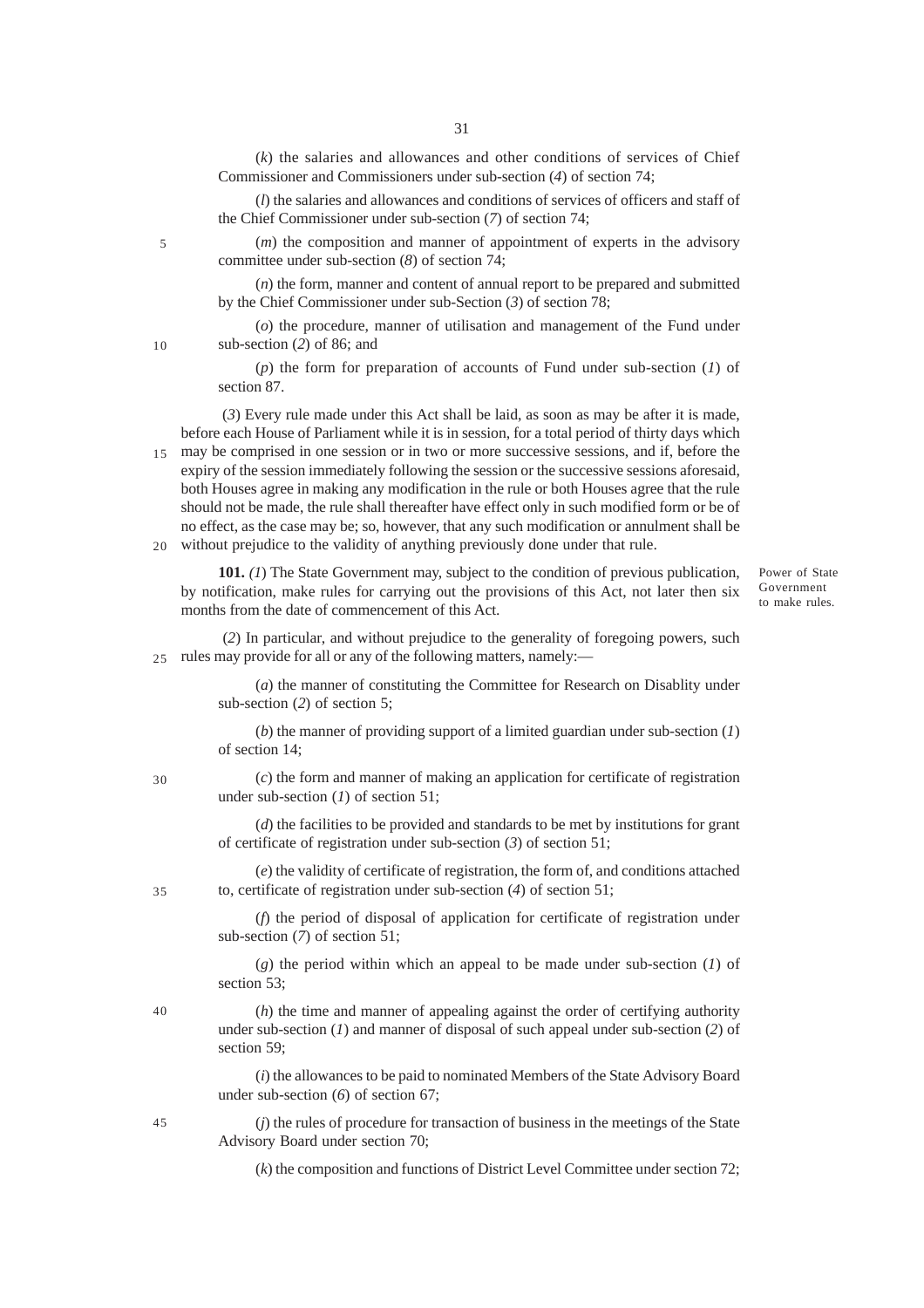(*k*) the salaries and allowances and other conditions of services of Chief Commissioner and Commissioners under sub-section (*4*) of section 74;

(*l*) the salaries and allowances and conditions of services of officers and staff of the Chief Commissioner under sub-section (*7*) of section 74;

(*m*) the composition and manner of appointment of experts in the advisory committee under sub-section (*8*) of section 74;

(*n*) the form, manner and content of annual report to be prepared and submitted by the Chief Commissioner under sub-Section (*3*) of section 78;

(*o*) the procedure, manner of utilisation and management of the Fund under sub-section (*2*) of 86; and

(*p*) the form for preparation of accounts of Fund under sub-section (*1*) of section 87.

(*3*) Every rule made under this Act shall be laid, as soon as may be after it is made, before each House of Parliament while it is in session, for a total period of thirty days which may be comprised in one session or in two or more successive sessions, and if, before the expiry of the session immediately following the session or the successive sessions aforesaid, both Houses agree in making any modification in the rule or both Houses agree that the rule should not be made, the rule shall thereafter have effect only in such modified form or be of no effect, as the case may be; so, however, that any such modification or annulment shall be without prejudice to the validity of anything previously done under that rule.

Power of State Government to make rules.

**101.** *(1*) The State Government may, subject to the condition of previous publication, by notification, make rules for carrying out the provisions of this Act, not later then six months from the date of commencement of this Act.

(*2*) In particular, and without prejudice to the generality of foregoing powers, such rules may provide for all or any of the following matters, namely:—

(*a*) the manner of constituting the Committee for Research on Disablity under sub-section (*2*) of section 5;

(*b*) the manner of providing support of a limited guardian under sub-section (*1*) of section 14;

(*c*) the form and manner of making an application for certificate of registration under sub-section (*1*) of section 51;

(*d*) the facilities to be provided and standards to be met by institutions for grant of certificate of registration under sub-section (*3*) of section 51;

(*e*) the validity of certificate of registration, the form of, and conditions attached to, certificate of registration under sub-section (*4*) of section 51;

(*f*) the period of disposal of application for certificate of registration under sub-section (*7*) of section 51;

(*g*) the period within which an appeal to be made under sub-section (*1*) of section 53;

(*h*) the time and manner of appealing against the order of certifying authority under sub-section (*1*) and manner of disposal of such appeal under sub-section (*2*) of section 59;

(*i*) the allowances to be paid to nominated Members of the State Advisory Board under sub-section (*6*) of section 67;

(*j*) the rules of procedure for transaction of business in the meetings of the State Advisory Board under section 70;

(*k*) the composition and functions of District Level Committee under section 72;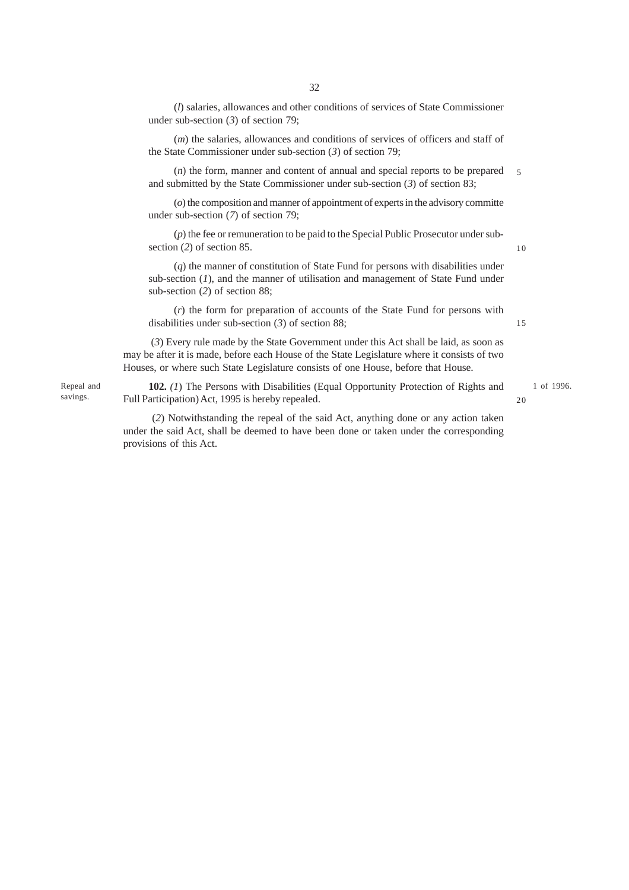(*l*) salaries, allowances and other conditions of services of State Commissioner under sub-section (*3*) of section 79;

(*m*) the salaries, allowances and conditions of services of officers and staff of the State Commissioner under sub-section (*3*) of section 79;

(*n*) the form, manner and content of annual and special reports to be prepared and submitted by the State Commissioner under sub-section (*3*) of section 83;

(*o*) the composition and manner of appointment of experts in the advisory committe under sub-section (*7*) of section 79;

(*p*) the fee or remuneration to be paid to the Special Public Prosecutor under sub-section (*2*) of section 85.

(*q*) the manner of constitution of State Fund for persons with disabilities under sub-section (*1*), and the manner of utilisation and management of State Fund under sub-section (*2*) of section 88;

(*r*) the form for preparation of accounts of the State Fund for persons with disabilities under sub-section (*3*) of section 88;

(*3*) Every rule made by the State Government under this Act shall be laid, as soon as may be after it is made, before each House of the State Legislature where it consists of two Houses, or where such State Legislature consists of one House, before that House.

Repeal and savings.

**102.** (*1*) The Persons with Disabilities (Equal Opportunity Protection of Rights and Full Participation) Act, 1995 is hereby repealed. 1 of 1996.

(*2*) Notwithstanding the repeal of the said Act, anything done or any action taken under the said Act, shall be deemed to have been done or taken under the corresponding provisions of this Act.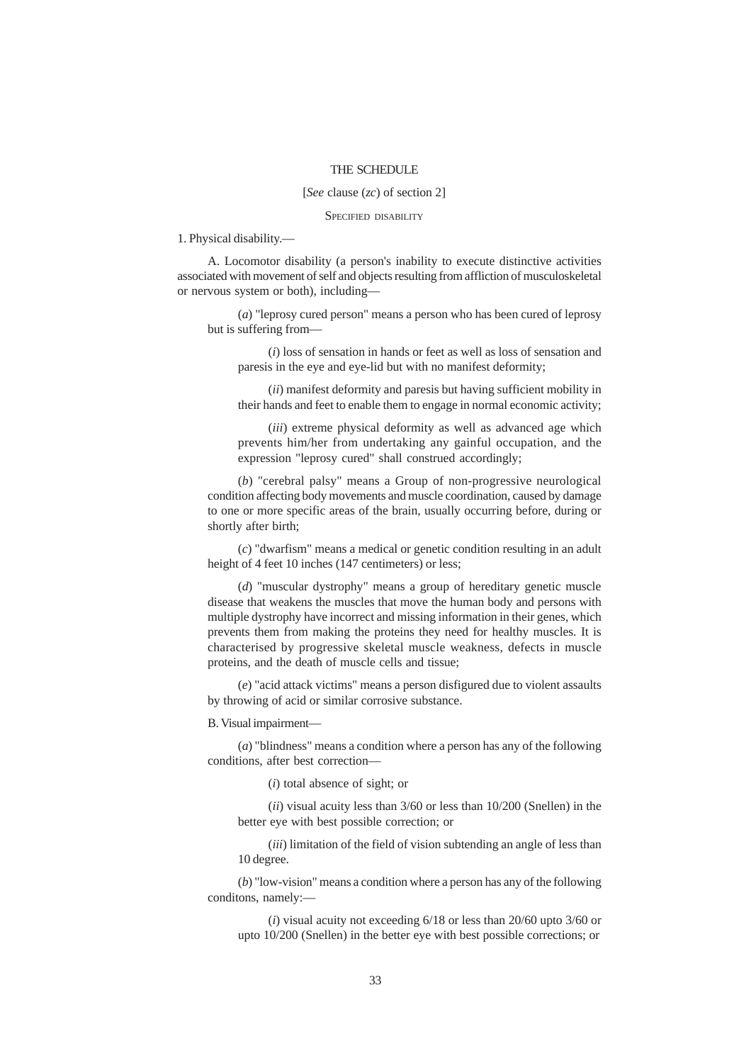# THE SCHEDULE

[*See* clause (*zc*) of section 2]

SPECIFIED DISABILITY

1. Physical disability.—

A. Locomotor disability (a person's inability to execute distinctive activities associated with movement of self and objects resulting from affliction of musculoskeletal or nervous system or both), including—

(*a*) "leprosy cured person" means a person who has been cured of leprosy but is suffering from—

(*i*) loss of sensation in hands or feet as well as loss of sensation and paresis in the eye and eye-lid but with no manifest deformity;

(*ii*) manifest deformity and paresis but having sufficient mobility in their hands and feet to enable them to engage in normal economic activity;

(*iii*) extreme physical deformity as well as advanced age which prevents him/her from undertaking any gainful occupation, and the expression "leprosy cured" shall construed accordingly;

(*b*) "cerebral palsy" means a Group of non-progressive neurological condition affecting body movements and muscle coordination, caused by damage to one or more specific areas of the brain, usually occurring before, during or shortly after birth;

(*c*) "dwarfism" means a medical or genetic condition resulting in an adult height of 4 feet 10 inches (147 centimeters) or less;

(*d*) "muscular dystrophy" means a group of hereditary genetic muscle disease that weakens the muscles that move the human body and persons with multiple dystrophy have incorrect and missing information in their genes, which prevents them from making the proteins they need for healthy muscles. It is characterised by progressive skeletal muscle weakness, defects in muscle proteins, and the death of muscle cells and tissue;

(*e*) "acid attack victims" means a person disfigured due to violent assaults by throwing of acid or similar corrosive substance.

B. Visual impairment—

(*a*) "blindness" means a condition where a person has any of the following conditions, after best correction—

(*i*) total absence of sight; or

(*ii*) visual acuity less than 3/60 or less than 10/200 (Snellen) in the better eye with best possible correction; or

(*iii*) limitation of the field of vision subtending an angle of less than 10 degree.

(*b*) "low-vision" means a condition where a person has any of the following conditons, namely:—

(*i*) visual acuity not exceeding 6/18 or less than 20/60 upto 3/60 or upto 10/200 (Snellen) in the better eye with best possible corrections; or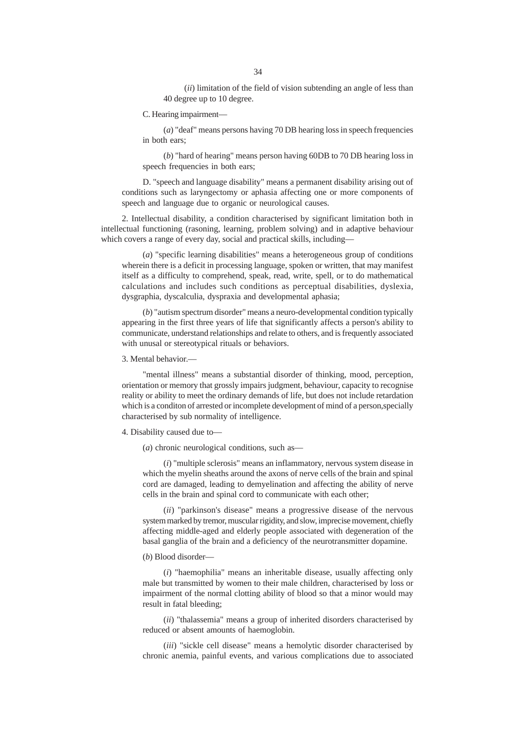(*ii*) limitation of the field of vision subtending an angle of less than 40 degree up to 10 degree.

C. Hearing impairment—

(*a*) "deaf" means persons having 70 DB hearing loss in speech frequencies in both ears;

(*b*) "hard of hearing" means person having 60DB to 70 DB hearing loss in speech frequencies in both ears;

D. "speech and language disability" means a permanent disability arising out of conditions such as laryngectomy or aphasia affecting one or more components of speech and language due to organic or neurological causes.

2. Intellectual disability, a condition characterised by significant limitation both in intellectual functioning (rasoning, learning, problem solving) and in adaptive behaviour which covers a range of every day, social and practical skills, including—

(*a*) "specific learning disabilities" means a heterogeneous group of conditions wherein there is a deficit in processing language, spoken or written, that may manifest itself as a difficulty to comprehend, speak, read, write, spell, or to do mathematical calculations and includes such conditions as perceptual disabilities, dyslexia, dysgraphia, dyscalculia, dyspraxia and developmental aphasia;

(*b*) "autism spectrum disorder" means a neuro-developmental condition typically appearing in the first three years of life that significantly affects a person's ability to communicate, understand relationships and relate to others, and is frequently associated with unusal or stereotypical rituals or behaviors.

3. Mental behavior.—

"mental illness" means a substantial disorder of thinking, mood, perception, orientation or memory that grossly impairs judgment, behaviour, capacity to recognise reality or ability to meet the ordinary demands of life, but does not include retardation which is a conditon of arrested or incomplete development of mind of a person,specially characterised by sub normality of intelligence.

4. Disability caused due to—

(*a*) chronic neurological conditions, such as—

(*i*) "multiple sclerosis" means an inflammatory, nervous system disease in which the myelin sheaths around the axons of nerve cells of the brain and spinal cord are damaged, leading to demyelination and affecting the ability of nerve cells in the brain and spinal cord to communicate with each other;

(*ii*) "parkinson's disease" means a progressive disease of the nervous system marked by tremor, muscular rigidity, and slow, imprecise movement, chiefly affecting middle-aged and elderly people associated with degeneration of the basal ganglia of the brain and a deficiency of the neurotransmitter dopamine.

(*b*) Blood disorder—

(*i*) "haemophilia" means an inheritable disease, usually affecting only male but transmitted by women to their male children, characterised by loss or impairment of the normal clotting ability of blood so that a minor would may result in fatal bleeding;

(*ii*) "thalassemia" means a group of inherited disorders characterised by reduced or absent amounts of haemoglobin.

(*iii*) "sickle cell disease" means a hemolytic disorder characterised by chronic anemia, painful events, and various complications due to associated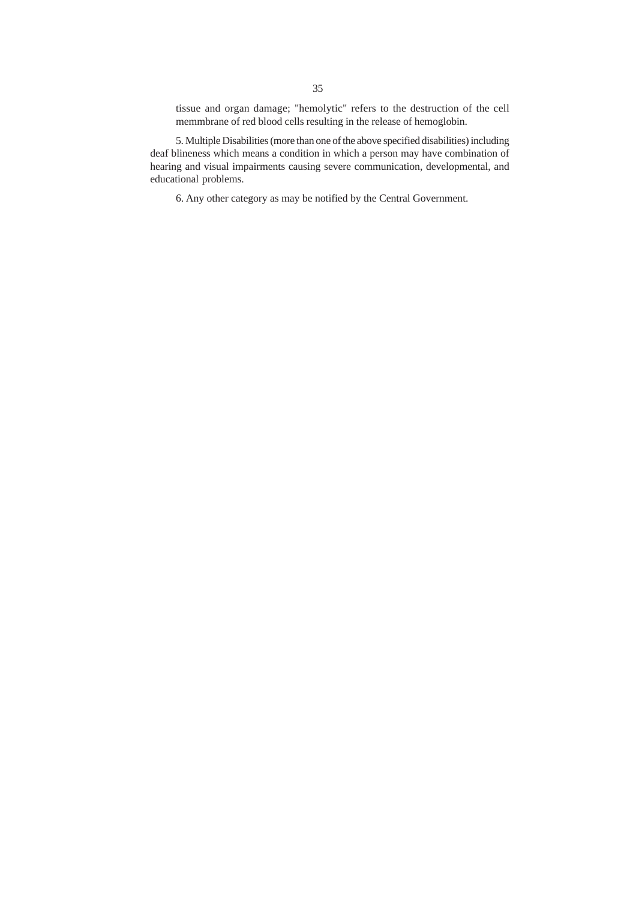tissue and organ damage; "hemolytic" refers to the destruction of the cell memmbrane of red blood cells resulting in the release of hemoglobin.

5. Multiple Disabilities (more than one of the above specified disabilities) including deaf blineness which means a condition in which a person may have combination of hearing and visual impairments causing severe communication, developmental, and educational problems.

6. Any other category as may be notified by the Central Government.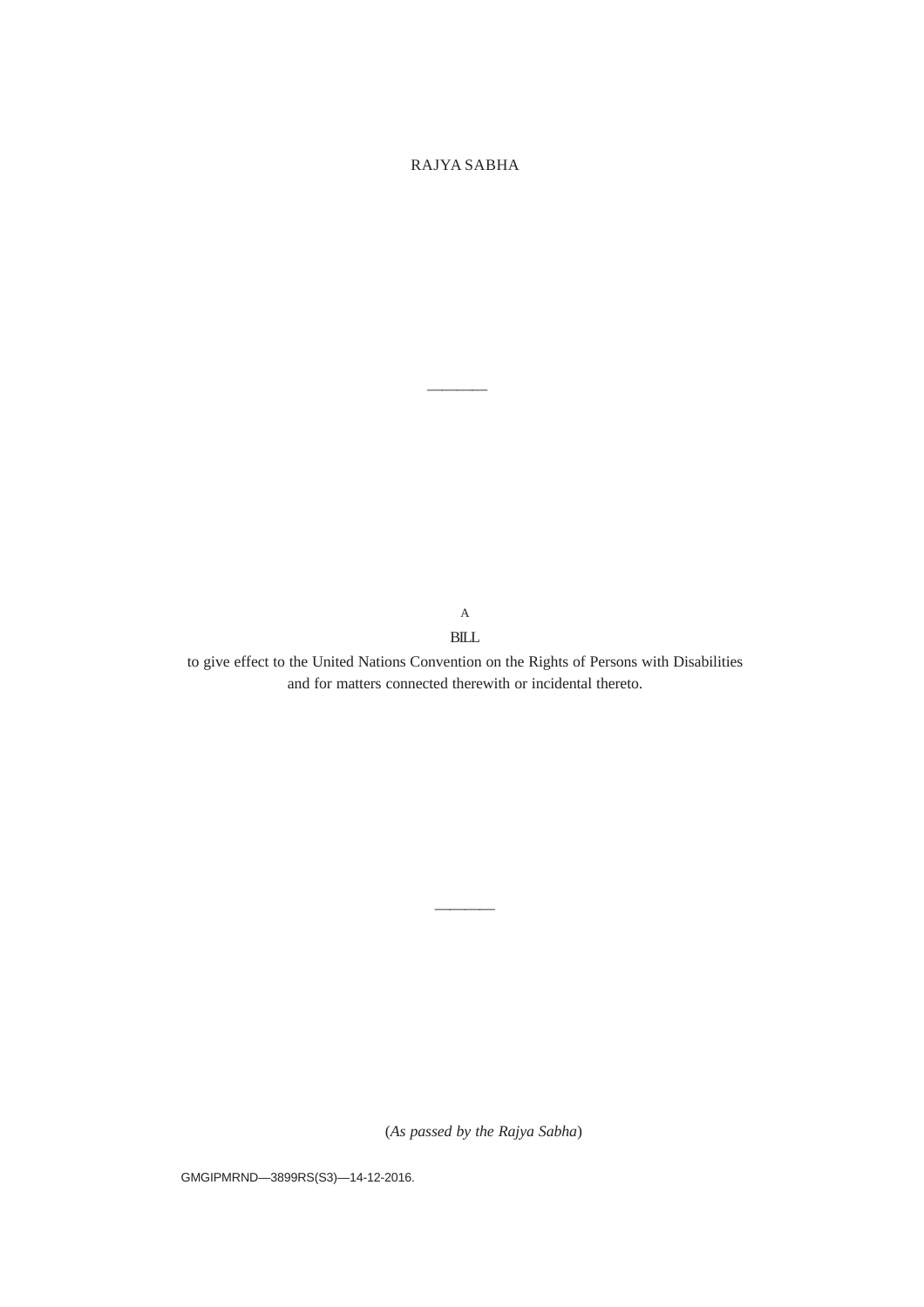RAJYA SABHA

————

A

BILL

to give effect to the United Nations Convention on the Rights of Persons with Disabilities and for matters connected therewith or incidental thereto.

————

(*As passed by the Rajya Sabha*)

GMGIPMRND—3899RS(S3)—14-12-2016.